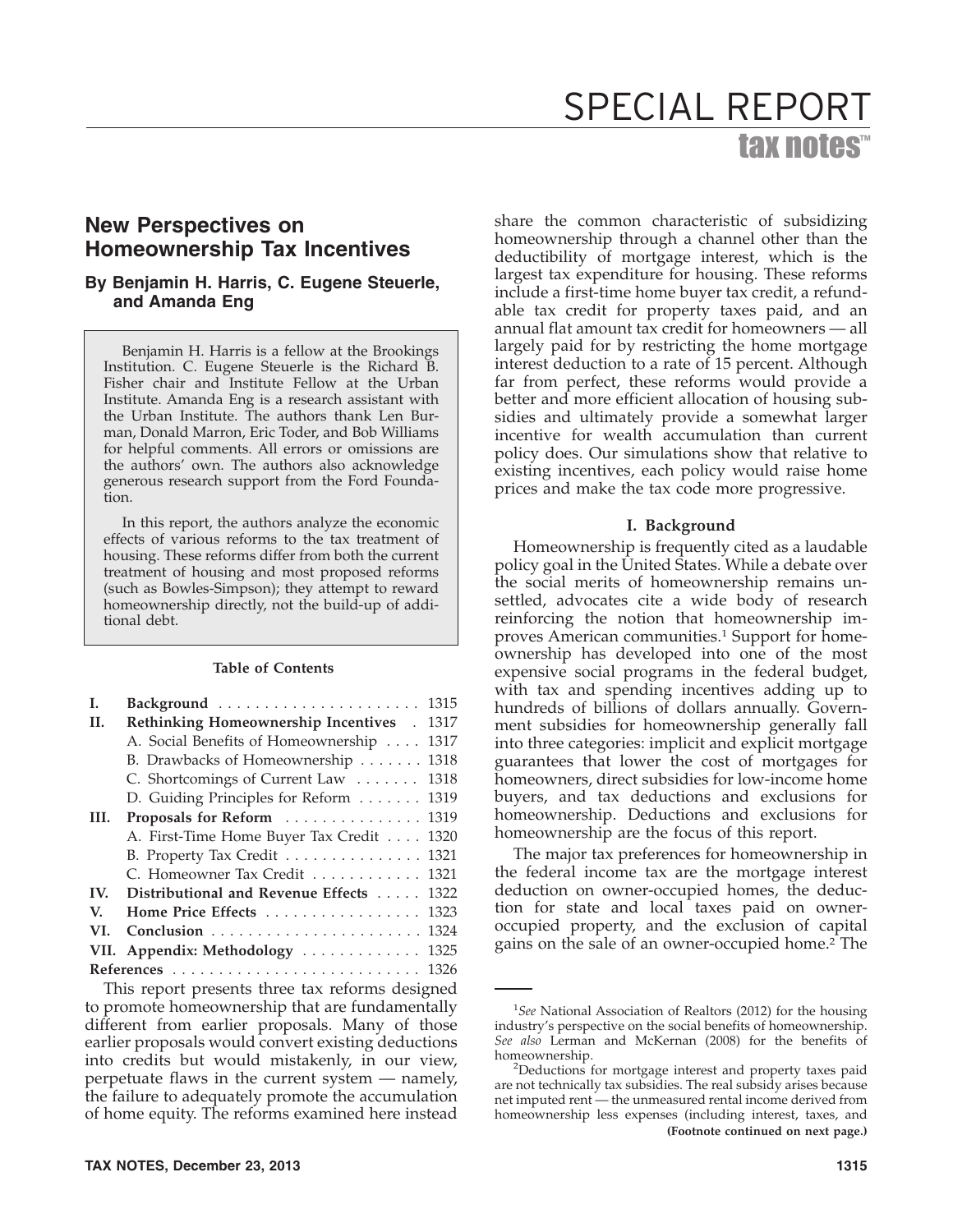# New Perspectives on Homeownership Tax Incentives

## By Benjamin H. Harris, C. Eugene Steuerle, and Amanda Eng

Benjamin H. Harris is a fellow at the Brookings Institution. C. Eugene Steuerle is the Richard B. Fisher chair and Institute Fellow at the Urban Institute. Amanda Eng is a research assistant with the Urban Institute. The authors thank Len Burman, Donald Marron, Eric Toder, and Bob Williams for helpful comments. All errors or omissions are the authors' own. The authors also acknowledge generous research support from the Ford Foundation.

In this report, the authors analyze the economic effects of various reforms to the tax treatment of housing. These reforms differ from both the current treatment of housing and most proposed reforms (such as Bowles-Simpson); they attempt to reward homeownership directly, not the build-up of additional debt.

**Table of Contents**

| | | |
|---|---|---|
| **I.** | **Background** | 1315 |
| **II.** | **Rethinking Homeownership Incentives** | 1317 |
| | A. Social Benefits of Homeownership | 1317 |
| | B. Drawbacks of Homeownership | 1318 |
| | C. Shortcomings of Current Law | 1318 |
| | D. Guiding Principles for Reform | 1319 |
| **III.** | **Proposals for Reform** | 1319 |
| | A. First-Time Home Buyer Tax Credit | 1320 |
| | B. Property Tax Credit | 1321 |
| | C. Homeowner Tax Credit | 1321 |
| **IV.** | **Distributional and Revenue Effects** | 1322 |
| **V.** | **Home Price Effects** | 1323 |
| **VI.** | **Conclusion** | 1324 |
| **VII.** | **Appendix: Methodology** | 1325 |
| **References** | | 1326 |

This report presents three tax reforms designed to promote homeownership that are fundamentally different from earlier proposals. Many of those earlier proposals would convert existing deductions into credits but would mistakenly, in our view, perpetuate flaws in the current system — namely, the failure to adequately promote the accumulation of home equity. The reforms examined here instead share the common characteristic of subsidizing homeownership through a channel other than the deductibility of mortgage interest, which is the largest tax expenditure for housing. These reforms include a first-time home buyer tax credit, a refundable tax credit for property taxes paid, and an annual flat amount tax credit for homeowners — all largely paid for by restricting the home mortgage interest deduction to a rate of 15 percent. Although far from perfect, these reforms would provide a better and more efficient allocation of housing subsidies and ultimately provide a somewhat larger incentive for wealth accumulation than current policy does. Our simulations show that relative to existing incentives, each policy would raise home prices and make the tax code more progressive.

## I. Background

Homeownership is frequently cited as a laudable policy goal in the United States. While a debate over the social merits of homeownership remains unsettled, advocates cite a wide body of research reinforcing the notion that homeownership improves American communities.[1] Support for homeownership has developed into one of the most expensive social programs in the federal budget, with tax and spending incentives adding up to hundreds of billions of dollars annually. Government subsidies for homeownership generally fall into three categories: implicit and explicit mortgage guarantees that lower the cost of mortgages for homeowners, direct subsidies for low-income home buyers, and tax deductions and exclusions for homeownership. Deductions and exclusions for homeownership are the focus of this report.

The major tax preferences for homeownership in the federal income tax are the mortgage interest deduction on owner-occupied homes, the deduction for state and local taxes paid on owner-occupied property, and the exclusion of capital gains on the sale of an owner-occupied home.[2] The

---

[1] *See* National Association of Realtors (2012) for the housing industry's perspective on the social benefits of homeownership. *See also* Lerman and McKernan (2008) for the benefits of homeownership.

[2] Deductions for mortgage interest and property taxes paid are not technically tax subsidies. The real subsidy arises because net imputed rent — the unmeasured rental income derived from homeownership less expenses (including interest, taxes, and

**(Footnote continued on next page.)**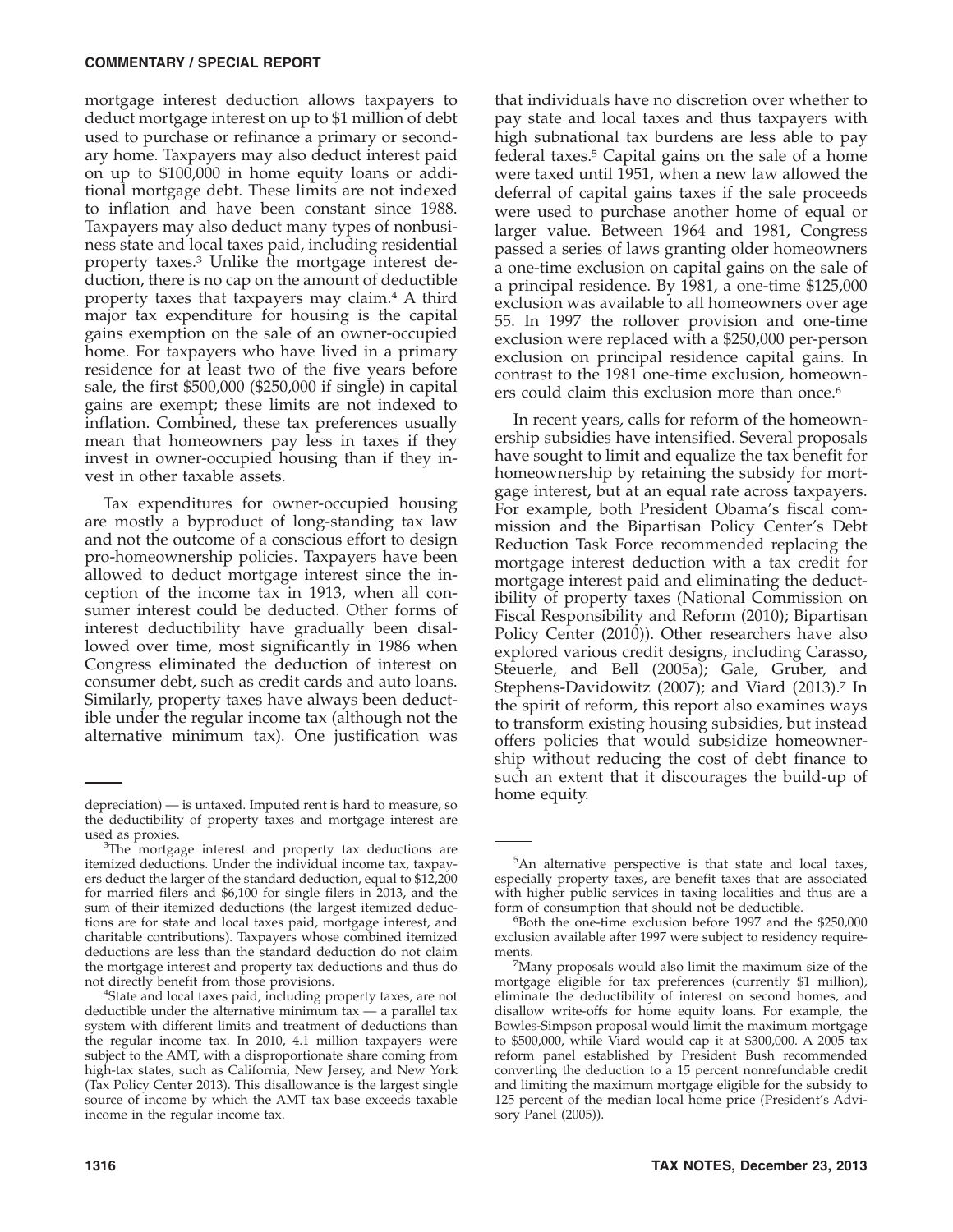mortgage interest deduction allows taxpayers to deduct mortgage interest on up to $1 million of debt used to purchase or refinance a primary or secondary home. Taxpayers may also deduct interest paid on up to $100,000 in home equity loans or additional mortgage debt. These limits are not indexed to inflation and have been constant since 1988. Taxpayers may also deduct many types of nonbusiness state and local taxes paid, including residential property taxes.[3] Unlike the mortgage interest deduction, there is no cap on the amount of deductible property taxes that taxpayers may claim.[4] A third major tax expenditure for housing is the capital gains exemption on the sale of an owner-occupied home. For taxpayers who have lived in a primary residence for at least two of the five years before sale, the first $500,000 ($250,000 if single) in capital gains are exempt; these limits are not indexed to inflation. Combined, these tax preferences usually mean that homeowners pay less in taxes if they invest in owner-occupied housing than if they invest in other taxable assets.

Tax expenditures for owner-occupied housing are mostly a byproduct of long-standing tax law and not the outcome of a conscious effort to design pro-homeownership policies. Taxpayers have been allowed to deduct mortgage interest since the inception of the income tax in 1913, when all consumer interest could be deducted. Other forms of interest deductibility have gradually been disallowed over time, most significantly in 1986 when Congress eliminated the deduction of interest on consumer debt, such as credit cards and auto loans. Similarly, property taxes have always been deductible under the regular income tax (although not the alternative minimum tax). One justification was that individuals have no discretion over whether to pay state and local taxes and thus taxpayers with high subnational tax burdens are less able to pay federal taxes.[5] Capital gains on the sale of a home were taxed until 1951, when a new law allowed the deferral of capital gains taxes if the sale proceeds were used to purchase another home of equal or larger value. Between 1964 and 1981, Congress passed a series of laws granting older homeowners a one-time exclusion on capital gains on the sale of a principal residence. By 1981, a one-time $125,000 exclusion was available to all homeowners over age 55. In 1997 the rollover provision and one-time exclusion were replaced with a $250,000 per-person exclusion on principal residence capital gains. In contrast to the 1981 one-time exclusion, homeowners could claim this exclusion more than once.[6]

In recent years, calls for reform of the homeownership subsidies have intensified. Several proposals have sought to limit and equalize the tax benefit for homeownership by retaining the subsidy for mortgage interest, but at an equal rate across taxpayers. For example, both President Obama's fiscal commission and the Bipartisan Policy Center's Debt Reduction Task Force recommended replacing the mortgage interest deduction with a tax credit for mortgage interest paid and eliminating the deductibility of property taxes (National Commission on Fiscal Responsibility and Reform (2010); Bipartisan Policy Center (2010)). Other researchers have also explored various credit designs, including Carasso, Steuerle, and Bell (2005a); Gale, Gruber, and Stephens-Davidowitz (2007); and Viard (2013).[7] In the spirit of reform, this report also examines ways to transform existing housing subsidies, but instead offers policies that would subsidize homeownership without reducing the cost of debt finance to such an extent that it discourages the build-up of home equity.

---

depreciation) — is untaxed. Imputed rent is hard to measure, so the deductibility of property taxes and mortgage interest are used as proxies.

[3]The mortgage interest and property tax deductions are itemized deductions. Under the individual income tax, taxpayers deduct the larger of the standard deduction, equal to $12,200 for married filers and $6,100 for single filers in 2013, and the sum of their itemized deductions (the largest itemized deductions are for state and local taxes paid, mortgage interest, and charitable contributions). Taxpayers whose combined itemized deductions are less than the standard deduction do not claim the mortgage interest and property tax deductions and thus do not directly benefit from those provisions.

[4]State and local taxes paid, including property taxes, are not deductible under the alternative minimum tax — a parallel tax system with different limits and treatment of deductions than the regular income tax. In 2010, 4.1 million taxpayers were subject to the AMT, with a disproportionate share coming from high-tax states, such as California, New Jersey, and New York (Tax Policy Center 2013). This disallowance is the largest single source of income by which the AMT tax base exceeds taxable income in the regular income tax.

[5]An alternative perspective is that state and local taxes, especially property taxes, are benefit taxes that are associated with higher public services in taxing localities and thus are a form of consumption that should not be deductible.

[6]Both the one-time exclusion before 1997 and the $250,000 exclusion available after 1997 were subject to residency requirements.

[7]Many proposals would also limit the maximum size of the mortgage eligible for tax preferences (currently $1 million), eliminate the deductibility of interest on second homes, and disallow write-offs for home equity loans. For example, the Bowles-Simpson proposal would limit the maximum mortgage to $500,000, while Viard would cap it at $300,000. A 2005 tax reform panel established by President Bush recommended converting the deduction to a 15 percent nonrefundable credit and limiting the maximum mortgage eligible for the subsidy to 125 percent of the median local home price (President's Advisory Panel (2005)).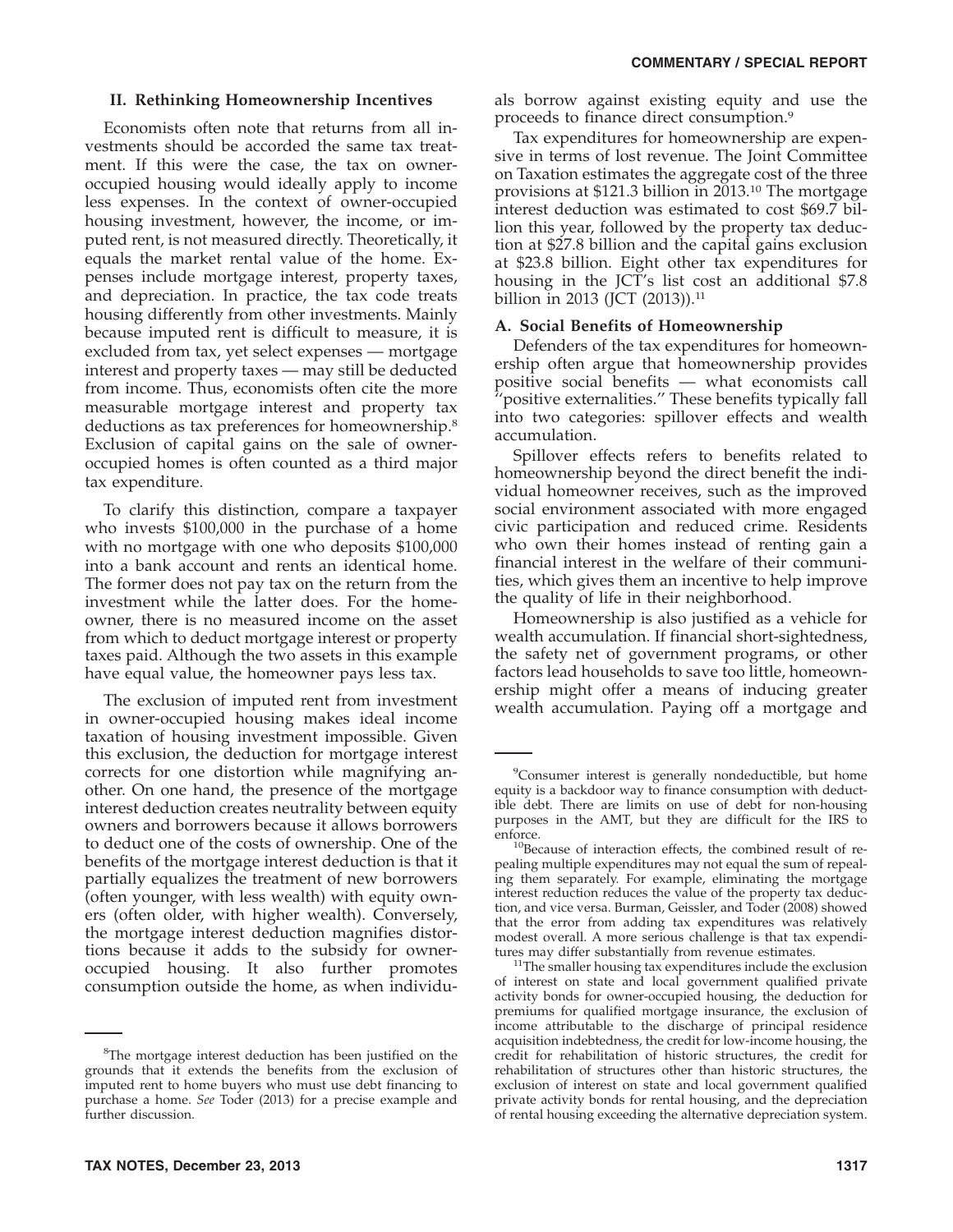## II. Rethinking Homeownership Incentives

Economists often note that returns from all investments should be accorded the same tax treatment. If this were the case, the tax on owner-occupied housing would ideally apply to income less expenses. In the context of owner-occupied housing investment, however, the income, or imputed rent, is not measured directly. Theoretically, it equals the market rental value of the home. Expenses include mortgage interest, property taxes, and depreciation. In practice, the tax code treats housing differently from other investments. Mainly because imputed rent is difficult to measure, it is excluded from tax, yet select expenses — mortgage interest and property taxes — may still be deducted from income. Thus, economists often cite the more measurable mortgage interest and property tax deductions as tax preferences for homeownership.[8] Exclusion of capital gains on the sale of owner-occupied homes is often counted as a third major tax expenditure.

To clarify this distinction, compare a taxpayer who invests $100,000 in the purchase of a home with no mortgage with one who deposits $100,000 into a bank account and rents an identical home. The former does not pay tax on the return from the investment while the latter does. For the homeowner, there is no measured income on the asset from which to deduct mortgage interest or property taxes paid. Although the two assets in this example have equal value, the homeowner pays less tax.

The exclusion of imputed rent from investment in owner-occupied housing makes ideal income taxation of housing investment impossible. Given this exclusion, the deduction for mortgage interest corrects for one distortion while magnifying another. On one hand, the presence of the mortgage interest deduction creates neutrality between equity owners and borrowers because it allows borrowers to deduct one of the costs of ownership. One of the benefits of the mortgage interest deduction is that it partially equalizes the treatment of new borrowers (often younger, with less wealth) with equity owners (often older, with higher wealth). Conversely, the mortgage interest deduction magnifies distortions because it adds to the subsidy for owner-occupied housing. It also further promotes consumption outside the home, as when individuals borrow against existing equity and use the proceeds to finance direct consumption.[9]

Tax expenditures for homeownership are expensive in terms of lost revenue. The Joint Committee on Taxation estimates the aggregate cost of the three provisions at $121.3 billion in 2013.[10] The mortgage interest deduction was estimated to cost $69.7 billion this year, followed by the property tax deduction at $27.8 billion and the capital gains exclusion at $23.8 billion. Eight other tax expenditures for housing in the JCT's list cost an additional $7.8 billion in 2013 (JCT (2013)).[11]

### A. Social Benefits of Homeownership

Defenders of the tax expenditures for homeownership often argue that homeownership provides positive social benefits — what economists call "positive externalities." These benefits typically fall into two categories: spillover effects and wealth accumulation.

Spillover effects refers to benefits related to homeownership beyond the direct benefit the individual homeowner receives, such as the improved social environment associated with more engaged civic participation and reduced crime. Residents who own their homes instead of renting gain a financial interest in the welfare of their communities, which gives them an incentive to help improve the quality of life in their neighborhood.

Homeownership is also justified as a vehicle for wealth accumulation. If financial short-sightedness, the safety net of government programs, or other factors lead households to save too little, homeownership might offer a means of inducing greater wealth accumulation. Paying off a mortgage and

---

[8]The mortgage interest deduction has been justified on the grounds that it extends the benefits from the exclusion of imputed rent to home buyers who must use debt financing to purchase a home. *See* Toder (2013) for a precise example and further discussion.

[9]Consumer interest is generally nondeductible, but home equity is a backdoor way to finance consumption with deductible debt. There are limits on use of debt for non-housing purposes in the AMT, but they are difficult for the IRS to enforce.

[10]Because of interaction effects, the combined result of repealing multiple expenditures may not equal the sum of repealing them separately. For example, eliminating the mortgage interest reduction reduces the value of the property tax deduction, and vice versa. Burman, Geissler, and Toder (2008) showed that the error from adding tax expenditures was relatively modest overall. A more serious challenge is that tax expenditures may differ substantially from revenue estimates.

[11]The smaller housing tax expenditures include the exclusion of interest on state and local government qualified private activity bonds for owner-occupied housing, the deduction for premiums for qualified mortgage insurance, the exclusion of income attributable to the discharge of principal residence acquisition indebtedness, the credit for low-income housing, the credit for rehabilitation of historic structures, the credit for rehabilitation of structures other than historic structures, the exclusion of interest on state and local government qualified private activity bonds for rental housing, and the depreciation of rental housing exceeding the alternative depreciation system.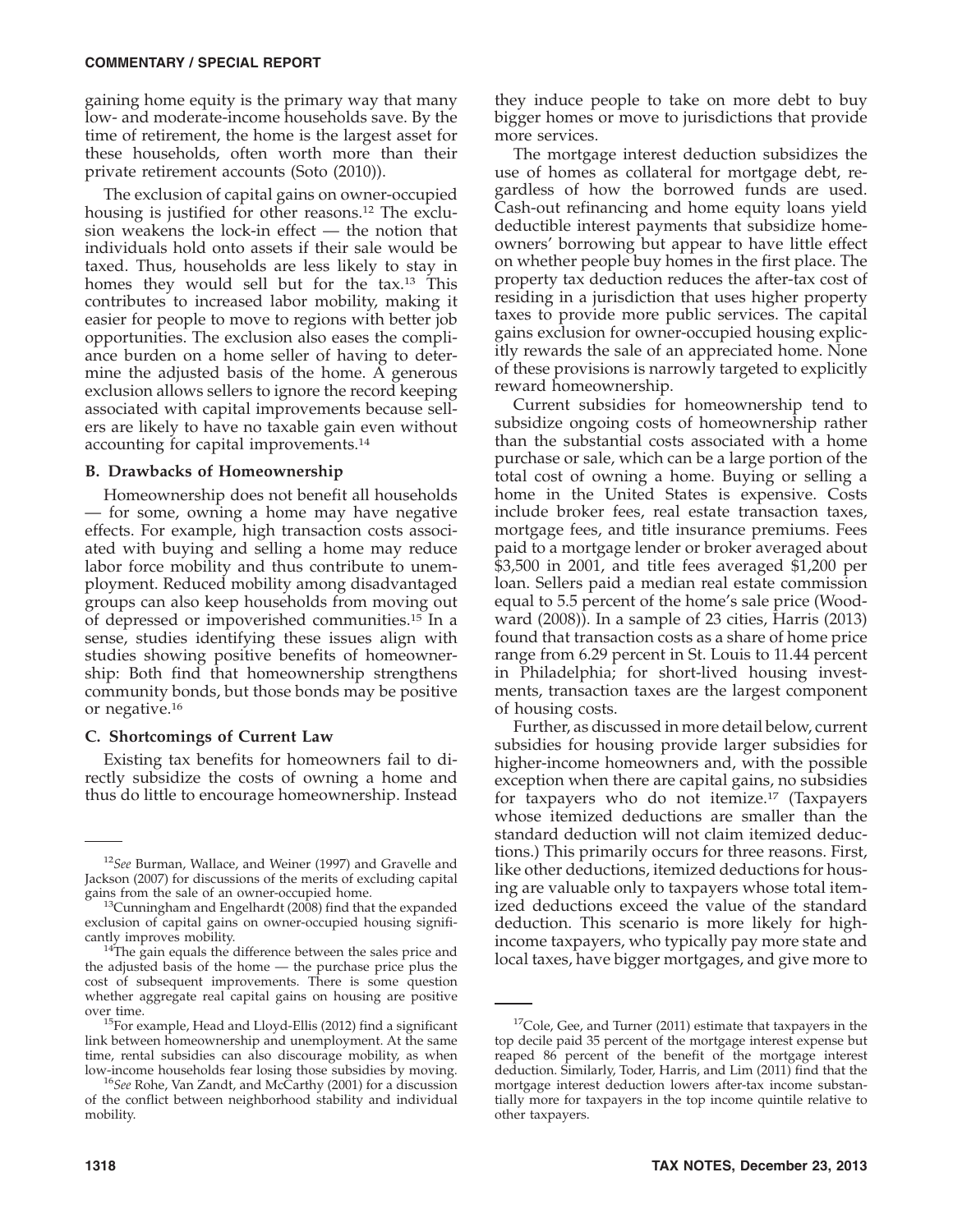gaining home equity is the primary way that many low- and moderate-income households save. By the time of retirement, the home is the largest asset for these households, often worth more than their private retirement accounts (Soto (2010)).

The exclusion of capital gains on owner-occupied housing is justified for other reasons.[12] The exclusion weakens the lock-in effect — the notion that individuals hold onto assets if their sale would be taxed. Thus, households are less likely to stay in homes they would sell but for the tax.[13] This contributes to increased labor mobility, making it easier for people to move to regions with better job opportunities. The exclusion also eases the compliance burden on a home seller of having to determine the adjusted basis of the home. A generous exclusion allows sellers to ignore the record keeping associated with capital improvements because sellers are likely to have no taxable gain even without accounting for capital improvements.[14]

### B. Drawbacks of Homeownership

Homeownership does not benefit all households — for some, owning a home may have negative effects. For example, high transaction costs associated with buying and selling a home may reduce labor force mobility and thus contribute to unemployment. Reduced mobility among disadvantaged groups can also keep households from moving out of depressed or impoverished communities.[15] In a sense, studies identifying these issues align with studies showing positive benefits of homeownership: Both find that homeownership strengthens community bonds, but those bonds may be positive or negative.[16]

### C. Shortcomings of Current Law

Existing tax benefits for homeowners fail to directly subsidize the costs of owning a home and thus do little to encourage homeownership. Instead they induce people to take on more debt to buy bigger homes or move to jurisdictions that provide more services.

The mortgage interest deduction subsidizes the use of homes as collateral for mortgage debt, regardless of how the borrowed funds are used. Cash-out refinancing and home equity loans yield deductible interest payments that subsidize homeowners' borrowing but appear to have little effect on whether people buy homes in the first place. The property tax deduction reduces the after-tax cost of residing in a jurisdiction that uses higher property taxes to provide more public services. The capital gains exclusion for owner-occupied housing explicitly rewards the sale of an appreciated home. None of these provisions is narrowly targeted to explicitly reward homeownership.

Current subsidies for homeownership tend to subsidize ongoing costs of homeownership rather than the substantial costs associated with a home purchase or sale, which can be a large portion of the total cost of owning a home. Buying or selling a home in the United States is expensive. Costs include broker fees, real estate transaction taxes, mortgage fees, and title insurance premiums. Fees paid to a mortgage lender or broker averaged about \$3,500 in 2001, and title fees averaged \$1,200 per loan. Sellers paid a median real estate commission equal to 5.5 percent of the home's sale price (Woodward (2008)). In a sample of 23 cities, Harris (2013) found that transaction costs as a share of home price range from 6.29 percent in St. Louis to 11.44 percent in Philadelphia; for short-lived housing investments, transaction taxes are the largest component of housing costs.

Further, as discussed in more detail below, current subsidies for housing provide larger subsidies for higher-income homeowners and, with the possible exception when there are capital gains, no subsidies for taxpayers who do not itemize.[17] (Taxpayers whose itemized deductions are smaller than the standard deduction will not claim itemized deductions.) This primarily occurs for three reasons. First, like other deductions, itemized deductions for housing are valuable only to taxpayers whose total itemized deductions exceed the value of the standard deduction. This scenario is more likely for high-income taxpayers, who typically pay more state and local taxes, have bigger mortgages, and give more to

---

[12] *See* Burman, Wallace, and Weiner (1997) and Gravelle and Jackson (2007) for discussions of the merits of excluding capital gains from the sale of an owner-occupied home.

[13] Cunningham and Engelhardt (2008) find that the expanded exclusion of capital gains on owner-occupied housing significantly improves mobility.

[14] The gain equals the difference between the sales price and the adjusted basis of the home — the purchase price plus the cost of subsequent improvements. There is some question whether aggregate real capital gains on housing are positive over time.

[15] For example, Head and Lloyd-Ellis (2012) find a significant link between homeownership and unemployment. At the same time, rental subsidies can also discourage mobility, as when low-income households fear losing those subsidies by moving.

[16] *See* Rohe, Van Zandt, and McCarthy (2001) for a discussion of the conflict between neighborhood stability and individual mobility.

[17] Cole, Gee, and Turner (2011) estimate that taxpayers in the top decile paid 35 percent of the mortgage interest expense but reaped 86 percent of the benefit of the mortgage interest deduction. Similarly, Toder, Harris, and Lim (2011) find that the mortgage interest deduction lowers after-tax income substantially more for taxpayers in the top income quintile relative to other taxpayers.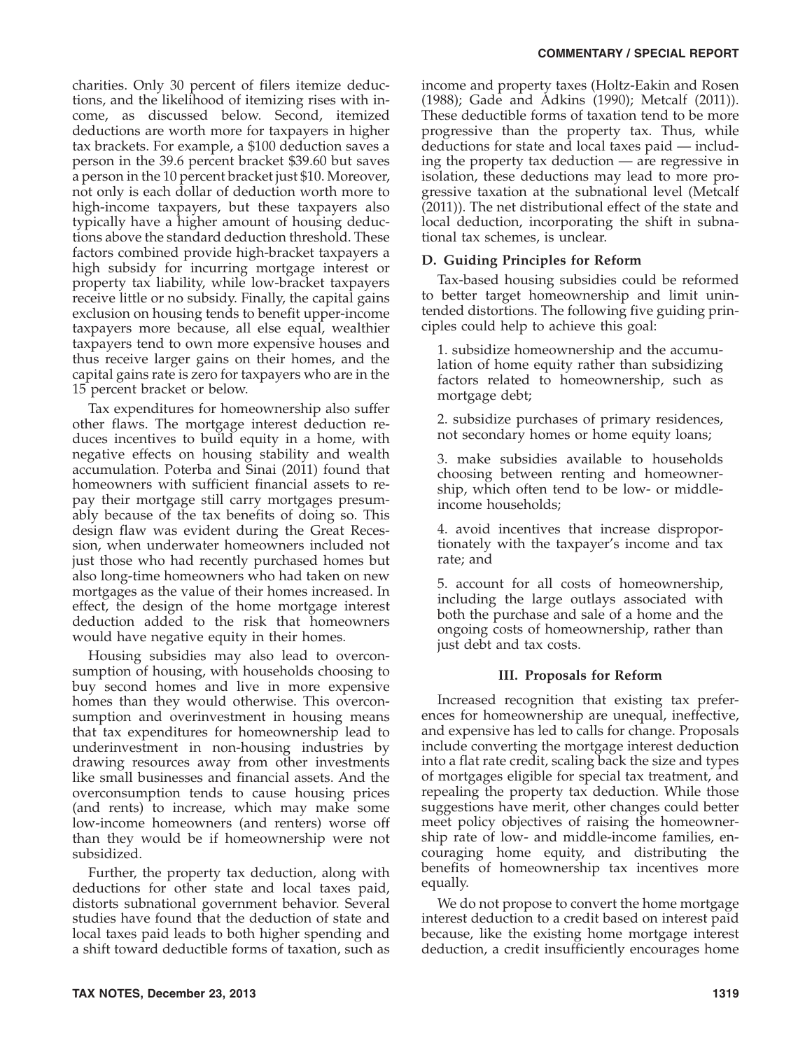charities. Only 30 percent of filers itemize deductions, and the likelihood of itemizing rises with income, as discussed below. Second, itemized deductions are worth more for taxpayers in higher tax brackets. For example, a $100 deduction saves a person in the 39.6 percent bracket $39.60 but saves a person in the 10 percent bracket just $10. Moreover, not only is each dollar of deduction worth more to high-income taxpayers, but these taxpayers also typically have a higher amount of housing deductions above the standard deduction threshold. These factors combined provide high-bracket taxpayers a high subsidy for incurring mortgage interest or property tax liability, while low-bracket taxpayers receive little or no subsidy. Finally, the capital gains exclusion on housing tends to benefit upper-income taxpayers more because, all else equal, wealthier taxpayers tend to own more expensive houses and thus receive larger gains on their homes, and the capital gains rate is zero for taxpayers who are in the 15 percent bracket or below.

Tax expenditures for homeownership also suffer other flaws. The mortgage interest deduction reduces incentives to build equity in a home, with negative effects on housing stability and wealth accumulation. Poterba and Sinai (2011) found that homeowners with sufficient financial assets to repay their mortgage still carry mortgages presumably because of the tax benefits of doing so. This design flaw was evident during the Great Recession, when underwater homeowners included not just those who had recently purchased homes but also long-time homeowners who had taken on new mortgages as the value of their homes increased. In effect, the design of the home mortgage interest deduction added to the risk that homeowners would have negative equity in their homes.

Housing subsidies may also lead to overconsumption of housing, with households choosing to buy second homes and live in more expensive homes than they would otherwise. This overconsumption and overinvestment in housing means that tax expenditures for homeownership lead to underinvestment in non-housing industries by drawing resources away from other investments like small businesses and financial assets. And the overconsumption tends to cause housing prices (and rents) to increase, which may make some low-income homeowners (and renters) worse off than they would be if homeownership were not subsidized.

Further, the property tax deduction, along with deductions for other state and local taxes paid, distorts subnational government behavior. Several studies have found that the deduction of state and local taxes paid leads to both higher spending and a shift toward deductible forms of taxation, such as income and property taxes (Holtz-Eakin and Rosen (1988); Gade and Adkins (1990); Metcalf (2011)). These deductible forms of taxation tend to be more progressive than the property tax. Thus, while deductions for state and local taxes paid — including the property tax deduction — are regressive in isolation, these deductions may lead to more progressive taxation at the subnational level (Metcalf (2011)). The net distributional effect of the state and local deduction, incorporating the shift in subnational tax schemes, is unclear.

### D. Guiding Principles for Reform

Tax-based housing subsidies could be reformed to better target homeownership and limit unintended distortions. The following five guiding principles could help to achieve this goal:

1. subsidize homeownership and the accumulation of home equity rather than subsidizing factors related to homeownership, such as mortgage debt;

2. subsidize purchases of primary residences, not secondary homes or home equity loans;

3. make subsidies available to households choosing between renting and homeownership, which often tend to be low- or middle-income households;

4. avoid incentives that increase disproportionately with the taxpayer's income and tax rate; and

5. account for all costs of homeownership, including the large outlays associated with both the purchase and sale of a home and the ongoing costs of homeownership, rather than just debt and tax costs.

## III. Proposals for Reform

Increased recognition that existing tax preferences for homeownership are unequal, ineffective, and expensive has led to calls for change. Proposals include converting the mortgage interest deduction into a flat rate credit, scaling back the size and types of mortgages eligible for special tax treatment, and repealing the property tax deduction. While those suggestions have merit, other changes could better meet policy objectives of raising the homeownership rate of low- and middle-income families, encouraging home equity, and distributing the benefits of homeownership tax incentives more equally.

We do not propose to convert the home mortgage interest deduction to a credit based on interest paid because, like the existing home mortgage interest deduction, a credit insufficiently encourages home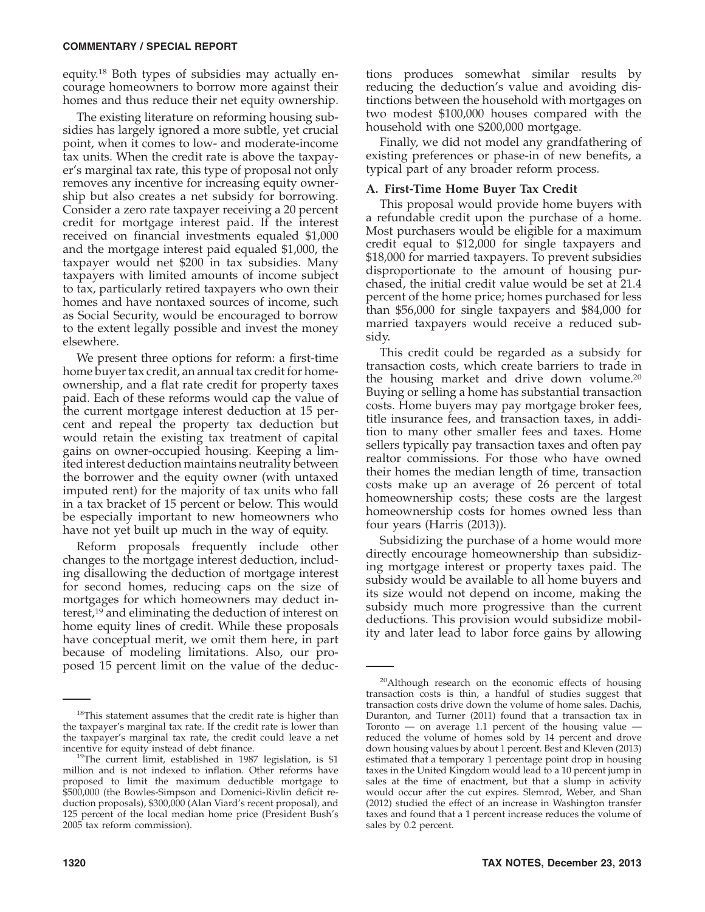equity.[18] Both types of subsidies may actually encourage homeowners to borrow more against their homes and thus reduce their net equity ownership.

The existing literature on reforming housing subsidies has largely ignored a more subtle, yet crucial point, when it comes to low- and moderate-income tax units. When the credit rate is above the taxpayer's marginal tax rate, this type of proposal not only removes any incentive for increasing equity ownership but also creates a net subsidy for borrowing. Consider a zero rate taxpayer receiving a 20 percent credit for mortgage interest paid. If the interest received on financial investments equaled $1,000 and the mortgage interest paid equaled $1,000, the taxpayer would net $200 in tax subsidies. Many taxpayers with limited amounts of income subject to tax, particularly retired taxpayers who own their homes and have nontaxed sources of income, such as Social Security, would be encouraged to borrow to the extent legally possible and invest the money elsewhere.

We present three options for reform: a first-time home buyer tax credit, an annual tax credit for homeownership, and a flat rate credit for property taxes paid. Each of these reforms would cap the value of the current mortgage interest deduction at 15 percent and repeal the property tax deduction but would retain the existing tax treatment of capital gains on owner-occupied housing. Keeping a limited interest deduction maintains neutrality between the borrower and the equity owner (with untaxed imputed rent) for the majority of tax units who fall in a tax bracket of 15 percent or below. This would be especially important to new homeowners who have not yet built up much in the way of equity.

Reform proposals frequently include other changes to the mortgage interest deduction, including disallowing the deduction of mortgage interest for second homes, reducing caps on the size of mortgages for which homeowners may deduct interest,[19] and eliminating the deduction of interest on home equity lines of credit. While these proposals have conceptual merit, we omit them here, in part because of modeling limitations. Also, our proposed 15 percent limit on the value of the deductions produces somewhat similar results by reducing the deduction's value and avoiding distinctions between the household with mortgages on two modest $100,000 houses compared with the household with one $200,000 mortgage.

Finally, we did not model any grandfathering of existing preferences or phase-in of new benefits, a typical part of any broader reform process.

### A. First-Time Home Buyer Tax Credit

This proposal would provide home buyers with a refundable credit upon the purchase of a home. Most purchasers would be eligible for a maximum credit equal to $12,000 for single taxpayers and $18,000 for married taxpayers. To prevent subsidies disproportionate to the amount of housing purchased, the initial credit value would be set at 21.4 percent of the home price; homes purchased for less than $56,000 for single taxpayers and $84,000 for married taxpayers would receive a reduced subsidy.

This credit could be regarded as a subsidy for transaction costs, which create barriers to trade in the housing market and drive down volume.[20] Buying or selling a home has substantial transaction costs. Home buyers may pay mortgage broker fees, title insurance fees, and transaction taxes, in addition to many other smaller fees and taxes. Home sellers typically pay transaction taxes and often pay realtor commissions. For those who have owned their homes the median length of time, transaction costs make up an average of 26 percent of total homeownership costs; these costs are the largest homeownership costs for homes owned less than four years (Harris (2013)).

Subsidizing the purchase of a home would more directly encourage homeownership than subsidizing mortgage interest or property taxes paid. The subsidy would be available to all home buyers and its size would not depend on income, making the subsidy much more progressive than the current deductions. This provision would subsidize mobility and later lead to labor force gains by allowing

---

[18]This statement assumes that the credit rate is higher than the taxpayer's marginal tax rate. If the credit rate is lower than the taxpayer's marginal tax rate, the credit could leave a net incentive for equity instead of debt finance.

[19]The current limit, established in 1987 legislation, is $1 million and is not indexed to inflation. Other reforms have proposed to limit the maximum deductible mortgage to $500,000 (the Bowles-Simpson and Domenici-Rivlin deficit reduction proposals), $300,000 (Alan Viard's recent proposal), and 125 percent of the local median home price (President Bush's 2005 tax reform commission).

[20]Although research on the economic effects of housing transaction costs is thin, a handful of studies suggest that transaction costs drive down the volume of home sales. Dachis, Duranton, and Turner (2011) found that a transaction tax in Toronto — on average 1.1 percent of the housing value — reduced the volume of homes sold by 14 percent and drove down housing values by about 1 percent. Best and Kleven (2013) estimated that a temporary 1 percentage point drop in housing taxes in the United Kingdom would lead to a 10 percent jump in sales at the time of enactment, but that a slump in activity would occur after the cut expires. Slemrod, Weber, and Shan (2012) studied the effect of an increase in Washington transfer taxes and found that a 1 percent increase reduces the volume of sales by 0.2 percent.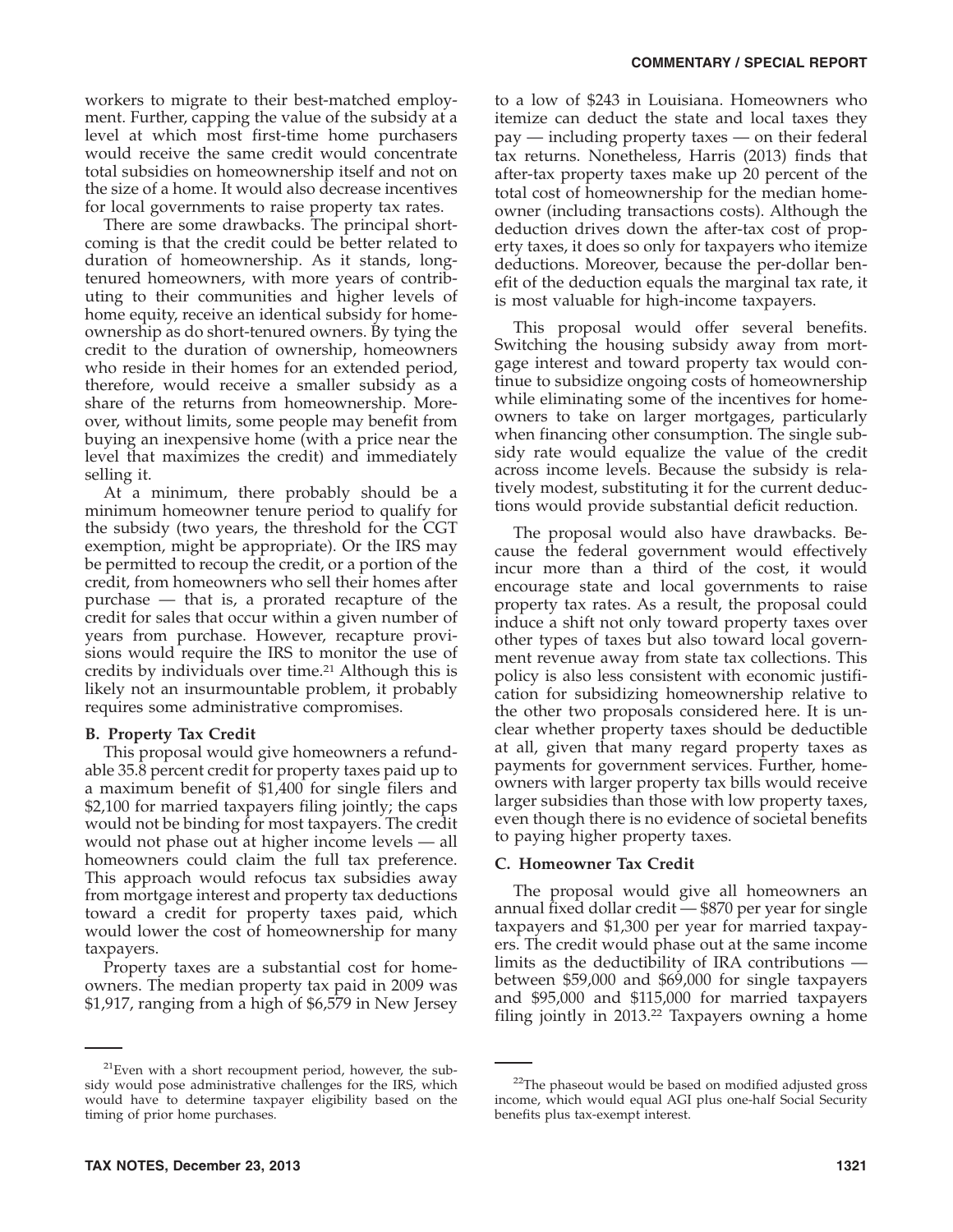workers to migrate to their best-matched employment. Further, capping the value of the subsidy at a level at which most first-time home purchasers would receive the same credit would concentrate total subsidies on homeownership itself and not on the size of a home. It would also decrease incentives for local governments to raise property tax rates.

There are some drawbacks. The principal shortcoming is that the credit could be better related to duration of homeownership. As it stands, long-tenured homeowners, with more years of contributing to their communities and higher levels of home equity, receive an identical subsidy for homeownership as do short-tenured owners. By tying the credit to the duration of ownership, homeowners who reside in their homes for an extended period, therefore, would receive a smaller subsidy as a share of the returns from homeownership. Moreover, without limits, some people may benefit from buying an inexpensive home (with a price near the level that maximizes the credit) and immediately selling it.

At a minimum, there probably should be a minimum homeowner tenure period to qualify for the subsidy (two years, the threshold for the CGT exemption, might be appropriate). Or the IRS may be permitted to recoup the credit, or a portion of the credit, from homeowners who sell their homes after purchase — that is, a prorated recapture of the credit for sales that occur within a given number of years from purchase. However, recapture provisions would require the IRS to monitor the use of credits by individuals over time.[21] Although this is likely not an insurmountable problem, it probably requires some administrative compromises.

### B. Property Tax Credit

This proposal would give homeowners a refundable 35.8 percent credit for property taxes paid up to a maximum benefit of $1,400 for single filers and $2,100 for married taxpayers filing jointly; the caps would not be binding for most taxpayers. The credit would not phase out at higher income levels — all homeowners could claim the full tax preference. This approach would refocus tax subsidies away from mortgage interest and property tax deductions toward a credit for property taxes paid, which would lower the cost of homeownership for many taxpayers.

Property taxes are a substantial cost for homeowners. The median property tax paid in 2009 was $1,917, ranging from a high of $6,579 in New Jersey to a low of $243 in Louisiana. Homeowners who itemize can deduct the state and local taxes they pay — including property taxes — on their federal tax returns. Nonetheless, Harris (2013) finds that after-tax property taxes make up 20 percent of the total cost of homeownership for the median homeowner (including transactions costs). Although the deduction drives down the after-tax cost of property taxes, it does so only for taxpayers who itemize deductions. Moreover, because the per-dollar benefit of the deduction equals the marginal tax rate, it is most valuable for high-income taxpayers.

This proposal would offer several benefits. Switching the housing subsidy away from mortgage interest and toward property tax would continue to subsidize ongoing costs of homeownership while eliminating some of the incentives for homeowners to take on larger mortgages, particularly when financing other consumption. The single subsidy rate would equalize the value of the credit across income levels. Because the subsidy is relatively modest, substituting it for the current deductions would provide substantial deficit reduction.

The proposal would also have drawbacks. Because the federal government would effectively incur more than a third of the cost, it would encourage state and local governments to raise property tax rates. As a result, the proposal could induce a shift not only toward property taxes over other types of taxes but also toward local government revenue away from state tax collections. This policy is also less consistent with economic justification for subsidizing homeownership relative to the other two proposals considered here. It is unclear whether property taxes should be deductible at all, given that many regard property taxes as payments for government services. Further, homeowners with larger property tax bills would receive larger subsidies than those with low property taxes, even though there is no evidence of societal benefits to paying higher property taxes.

### C. Homeowner Tax Credit

The proposal would give all homeowners an annual fixed dollar credit — $870 per year for single taxpayers and $1,300 per year for married taxpayers. The credit would phase out at the same income limits as the deductibility of IRA contributions — between $59,000 and $69,000 for single taxpayers and $95,000 and $115,000 for married taxpayers filing jointly in 2013.[22] Taxpayers owning a home

---

[21]Even with a short recoupment period, however, the subsidy would pose administrative challenges for the IRS, which would have to determine taxpayer eligibility based on the timing of prior home purchases.

[22]The phaseout would be based on modified adjusted gross income, which would equal AGI plus one-half Social Security benefits plus tax-exempt interest.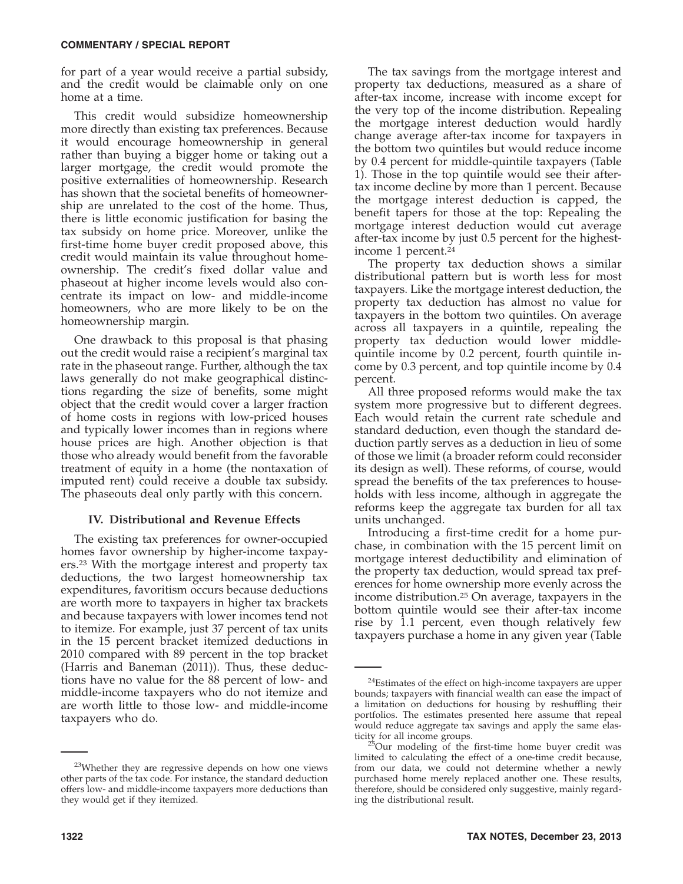for part of a year would receive a partial subsidy, and the credit would be claimable only on one home at a time.

This credit would subsidize homeownership more directly than existing tax preferences. Because it would encourage homeownership in general rather than buying a bigger home or taking out a larger mortgage, the credit would promote the positive externalities of homeownership. Research has shown that the societal benefits of homeownership are unrelated to the cost of the home. Thus, there is little economic justification for basing the tax subsidy on home price. Moreover, unlike the first-time home buyer credit proposed above, this credit would maintain its value throughout homeownership. The credit's fixed dollar value and phaseout at higher income levels would also concentrate its impact on low- and middle-income homeowners, who are more likely to be on the homeownership margin.

One drawback to this proposal is that phasing out the credit would raise a recipient's marginal tax rate in the phaseout range. Further, although the tax laws generally do not make geographical distinctions regarding the size of benefits, some might object that the credit would cover a larger fraction of home costs in regions with low-priced houses and typically lower incomes than in regions where house prices are high. Another objection is that those who already would benefit from the favorable treatment of equity in a home (the nontaxation of imputed rent) could receive a double tax subsidy. The phaseouts deal only partly with this concern.

## IV. Distributional and Revenue Effects

The existing tax preferences for owner-occupied homes favor ownership by higher-income taxpayers.[23] With the mortgage interest and property tax deductions, the two largest homeownership tax expenditures, favoritism occurs because deductions are worth more to taxpayers in higher tax brackets and because taxpayers with lower incomes tend not to itemize. For example, just 37 percent of tax units in the 15 percent bracket itemized deductions in 2010 compared with 89 percent in the top bracket (Harris and Baneman (2011)). Thus, these deductions have no value for the 88 percent of low- and middle-income taxpayers who do not itemize and are worth little to those low- and middle-income taxpayers who do.

The tax savings from the mortgage interest and property tax deductions, measured as a share of after-tax income, increase with income except for the very top of the income distribution. Repealing the mortgage interest deduction would hardly change average after-tax income for taxpayers in the bottom two quintiles but would reduce income by 0.4 percent for middle-quintile taxpayers (Table 1). Those in the top quintile would see their after-tax income decline by more than 1 percent. Because the mortgage interest deduction is capped, the benefit tapers for those at the top: Repealing the mortgage interest deduction would cut average after-tax income by just 0.5 percent for the highest-income 1 percent.[24]

The property tax deduction shows a similar distributional pattern but is worth less for most taxpayers. Like the mortgage interest deduction, the property tax deduction has almost no value for taxpayers in the bottom two quintiles. On average across all taxpayers in a quintile, repealing the property tax deduction would lower middle-quintile income by 0.2 percent, fourth quintile income by 0.3 percent, and top quintile income by 0.4 percent.

All three proposed reforms would make the tax system more progressive but to different degrees. Each would retain the current rate schedule and standard deduction, even though the standard deduction partly serves as a deduction in lieu of some of those we limit (a broader reform could reconsider its design as well). These reforms, of course, would spread the benefits of the tax preferences to households with less income, although in aggregate the reforms keep the aggregate tax burden for all tax units unchanged.

Introducing a first-time credit for a home purchase, in combination with the 15 percent limit on mortgage interest deductibility and elimination of the property tax deduction, would spread tax preferences for home ownership more evenly across the income distribution.[25] On average, taxpayers in the bottom quintile would see their after-tax income rise by 1.1 percent, even though relatively few taxpayers purchase a home in any given year (Table

---

[23]Whether they are regressive depends on how one views other parts of the tax code. For instance, the standard deduction offers low- and middle-income taxpayers more deductions than they would get if they itemized.

[24]Estimates of the effect on high-income taxpayers are upper bounds; taxpayers with financial wealth can ease the impact of a limitation on deductions for housing by reshuffling their portfolios. The estimates presented here assume that repeal would reduce aggregate tax savings and apply the same elasticity for all income groups.

[25]Our modeling of the first-time home buyer credit was limited to calculating the effect of a one-time credit because, from our data, we could not determine whether a newly purchased home merely replaced another one. These results, therefore, should be considered only suggestive, mainly regarding the distributional result.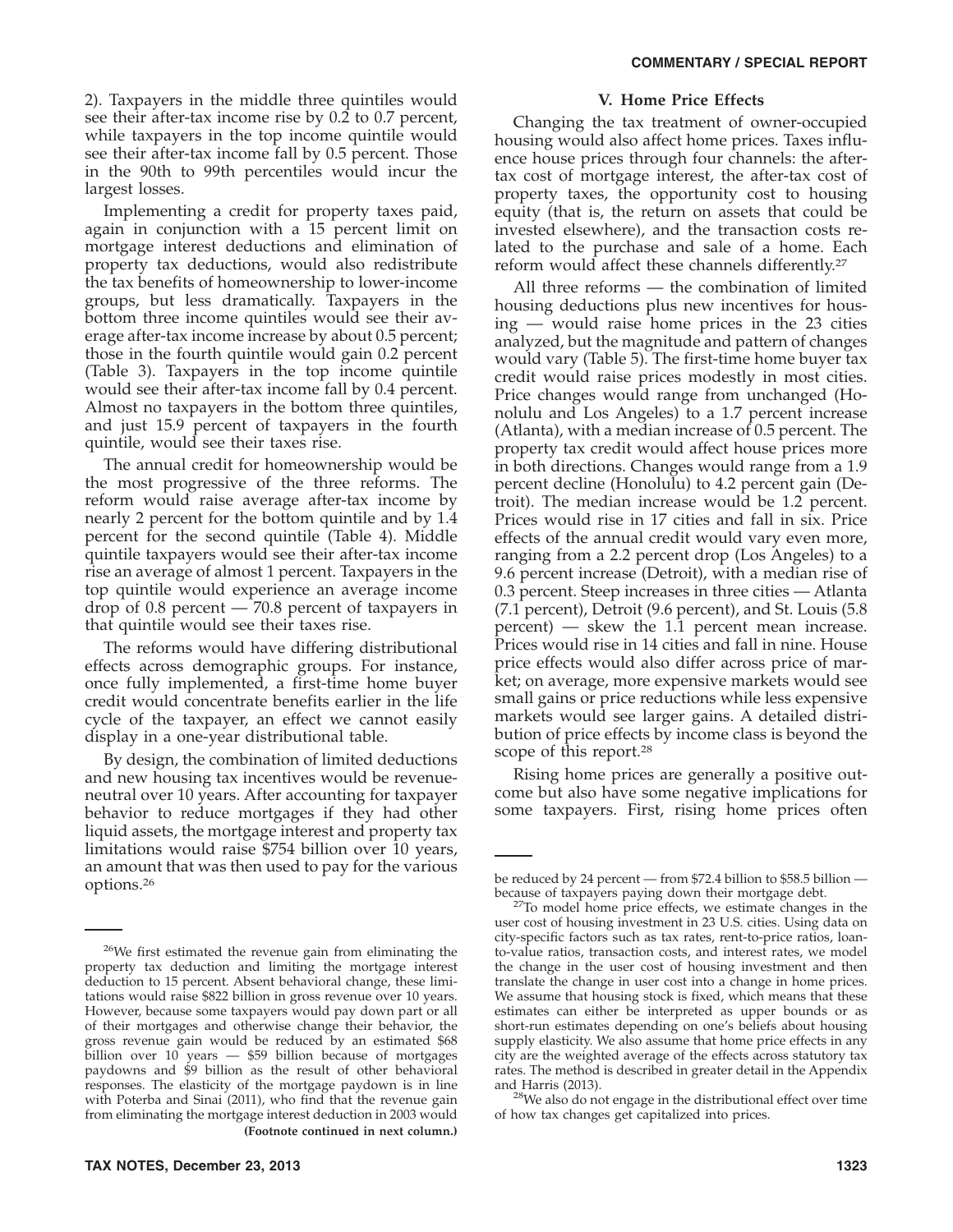2). Taxpayers in the middle three quintiles would see their after-tax income rise by 0.2 to 0.7 percent, while taxpayers in the top income quintile would see their after-tax income fall by 0.5 percent. Those in the 90th to 99th percentiles would incur the largest losses.

Implementing a credit for property taxes paid, again in conjunction with a 15 percent limit on mortgage interest deductions and elimination of property tax deductions, would also redistribute the tax benefits of homeownership to lower-income groups, but less dramatically. Taxpayers in the bottom three income quintiles would see their average after-tax income increase by about 0.5 percent; those in the fourth quintile would gain 0.2 percent (Table 3). Taxpayers in the top income quintile would see their after-tax income fall by 0.4 percent. Almost no taxpayers in the bottom three quintiles, and just 15.9 percent of taxpayers in the fourth quintile, would see their taxes rise.

The annual credit for homeownership would be the most progressive of the three reforms. The reform would raise average after-tax income by nearly 2 percent for the bottom quintile and by 1.4 percent for the second quintile (Table 4). Middle quintile taxpayers would see their after-tax income rise an average of almost 1 percent. Taxpayers in the top quintile would experience an average income drop of 0.8 percent — 70.8 percent of taxpayers in that quintile would see their taxes rise.

The reforms would have differing distributional effects across demographic groups. For instance, once fully implemented, a first-time home buyer credit would concentrate benefits earlier in the life cycle of the taxpayer, an effect we cannot easily display in a one-year distributional table.

By design, the combination of limited deductions and new housing tax incentives would be revenue-neutral over 10 years. After accounting for taxpayer behavior to reduce mortgages if they had other liquid assets, the mortgage interest and property tax limitations would raise $754 billion over 10 years, an amount that was then used to pay for the various options.[26]

## V. Home Price Effects

Changing the tax treatment of owner-occupied housing would also affect home prices. Taxes influence house prices through four channels: the after-tax cost of mortgage interest, the after-tax cost of property taxes, the opportunity cost to housing equity (that is, the return on assets that could be invested elsewhere), and the transaction costs related to the purchase and sale of a home. Each reform would affect these channels differently.[27]

All three reforms — the combination of limited housing deductions plus new incentives for housing — would raise home prices in the 23 cities analyzed, but the magnitude and pattern of changes would vary (Table 5). The first-time home buyer tax credit would raise prices modestly in most cities. Price changes would range from unchanged (Honolulu and Los Angeles) to a 1.7 percent increase (Atlanta), with a median increase of 0.5 percent. The property tax credit would affect house prices more in both directions. Changes would range from a 1.9 percent decline (Honolulu) to 4.2 percent gain (Detroit). The median increase would be 1.2 percent. Prices would rise in 17 cities and fall in six. Price effects of the annual credit would vary even more, ranging from a 2.2 percent drop (Los Angeles) to a 9.6 percent increase (Detroit), with a median rise of 0.3 percent. Steep increases in three cities — Atlanta (7.1 percent), Detroit (9.6 percent), and St. Louis (5.8 percent) — skew the 1.1 percent mean increase. Prices would rise in 14 cities and fall in nine. House price effects would also differ across price of market; on average, more expensive markets would see small gains or price reductions while less expensive markets would see larger gains. A detailed distribution of price effects by income class is beyond the scope of this report.[28]

Rising home prices are generally a positive outcome but also have some negative implications for some taxpayers. First, rising home prices often

---

[26]We first estimated the revenue gain from eliminating the property tax deduction and limiting the mortgage interest deduction to 15 percent. Absent behavioral change, these limitations would raise $822 billion in gross revenue over 10 years. However, because some taxpayers would pay down part or all of their mortgages and otherwise change their behavior, the gross revenue gain would be reduced by an estimated $68 billion over 10 years — $59 billion because of mortgages paydowns and $9 billion as the result of other behavioral responses. The elasticity of the mortgage paydown is in line with Poterba and Sinai (2011), who find that the revenue gain from eliminating the mortgage interest deduction in 2003 would be reduced by 24 percent — from $72.4 billion to $58.5 billion — because of taxpayers paying down their mortgage debt.

[27]To model home price effects, we estimate changes in the user cost of housing investment in 23 U.S. cities. Using data on city-specific factors such as tax rates, rent-to-price ratios, loan-to-value ratios, transaction costs, and interest rates, we model the change in the user cost of housing investment and then translate the change in user cost into a change in home prices. We assume that housing stock is fixed, which means that these estimates can either be interpreted as upper bounds or as short-run estimates depending on one's beliefs about housing supply elasticity. We also assume that home price effects in any city are the weighted average of the effects across statutory tax rates. The method is described in greater detail in the Appendix and Harris (2013).

[28]We also do not engage in the distributional effect over time of how tax changes get capitalized into prices.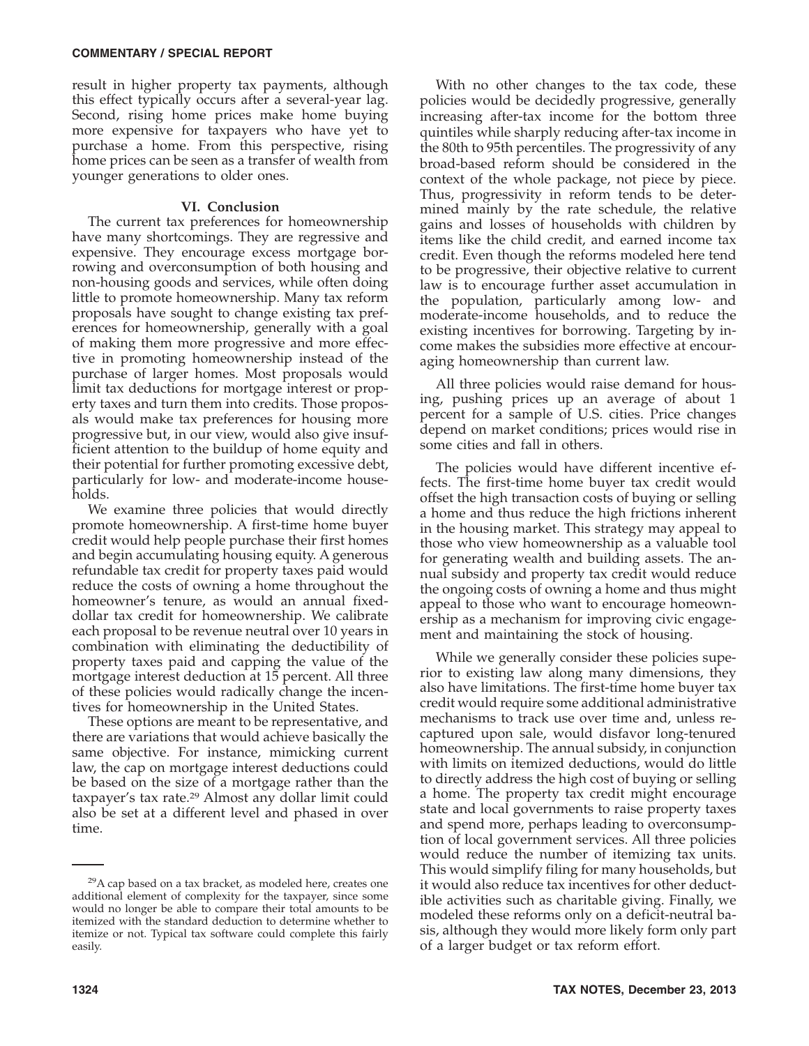result in higher property tax payments, although this effect typically occurs after a several-year lag. Second, rising home prices make home buying more expensive for taxpayers who have yet to purchase a home. From this perspective, rising home prices can be seen as a transfer of wealth from younger generations to older ones.

## VI. Conclusion

The current tax preferences for homeownership have many shortcomings. They are regressive and expensive. They encourage excess mortgage borrowing and overconsumption of both housing and non-housing goods and services, while often doing little to promote homeownership. Many tax reform proposals have sought to change existing tax preferences for homeownership, generally with a goal of making them more progressive and more effective in promoting homeownership instead of the purchase of larger homes. Most proposals would limit tax deductions for mortgage interest or property taxes and turn them into credits. Those proposals would make tax preferences for housing more progressive but, in our view, would also give insufficient attention to the buildup of home equity and their potential for further promoting excessive debt, particularly for low- and moderate-income households.

We examine three policies that would directly promote homeownership. A first-time home buyer credit would help people purchase their first homes and begin accumulating housing equity. A generous refundable tax credit for property taxes paid would reduce the costs of owning a home throughout the homeowner's tenure, as would an annual fixed-dollar tax credit for homeownership. We calibrate each proposal to be revenue neutral over 10 years in combination with eliminating the deductibility of property taxes paid and capping the value of the mortgage interest deduction at 15 percent. All three of these policies would radically change the incentives for homeownership in the United States.

These options are meant to be representative, and there are variations that would achieve basically the same objective. For instance, mimicking current law, the cap on mortgage interest deductions could be based on the size of a mortgage rather than the taxpayer's tax rate.[29] Almost any dollar limit could also be set at a different level and phased in over time.

With no other changes to the tax code, these policies would be decidedly progressive, generally increasing after-tax income for the bottom three quintiles while sharply reducing after-tax income in the 80th to 95th percentiles. The progressivity of any broad-based reform should be considered in the context of the whole package, not piece by piece. Thus, progressivity in reform tends to be determined mainly by the rate schedule, the relative gains and losses of households with children by items like the child credit, and earned income tax credit. Even though the reforms modeled here tend to be progressive, their objective relative to current law is to encourage further asset accumulation in the population, particularly among low- and moderate-income households, and to reduce the existing incentives for borrowing. Targeting by income makes the subsidies more effective at encouraging homeownership than current law.

All three policies would raise demand for housing, pushing prices up an average of about 1 percent for a sample of U.S. cities. Price changes depend on market conditions; prices would rise in some cities and fall in others.

The policies would have different incentive effects. The first-time home buyer tax credit would offset the high transaction costs of buying or selling a home and thus reduce the high frictions inherent in the housing market. This strategy may appeal to those who view homeownership as a valuable tool for generating wealth and building assets. The annual subsidy and property tax credit would reduce the ongoing costs of owning a home and thus might appeal to those who want to encourage homeownership as a mechanism for improving civic engagement and maintaining the stock of housing.

While we generally consider these policies superior to existing law along many dimensions, they also have limitations. The first-time home buyer tax credit would require some additional administrative mechanisms to track use over time and, unless recaptured upon sale, would disfavor long-tenured homeownership. The annual subsidy, in conjunction with limits on itemized deductions, would do little to directly address the high cost of buying or selling a home. The property tax credit might encourage state and local governments to raise property taxes and spend more, perhaps leading to overconsumption of local government services. All three policies would reduce the number of itemizing tax units. This would simplify filing for many households, but it would also reduce tax incentives for other deductible activities such as charitable giving. Finally, we modeled these reforms only on a deficit-neutral basis, although they would more likely form only part of a larger budget or tax reform effort.

---

[29] A cap based on a tax bracket, as modeled here, creates one additional element of complexity for the taxpayer, since some would no longer be able to compare their total amounts to be itemized with the standard deduction to determine whether to itemize or not. Typical tax software could complete this fairly easily.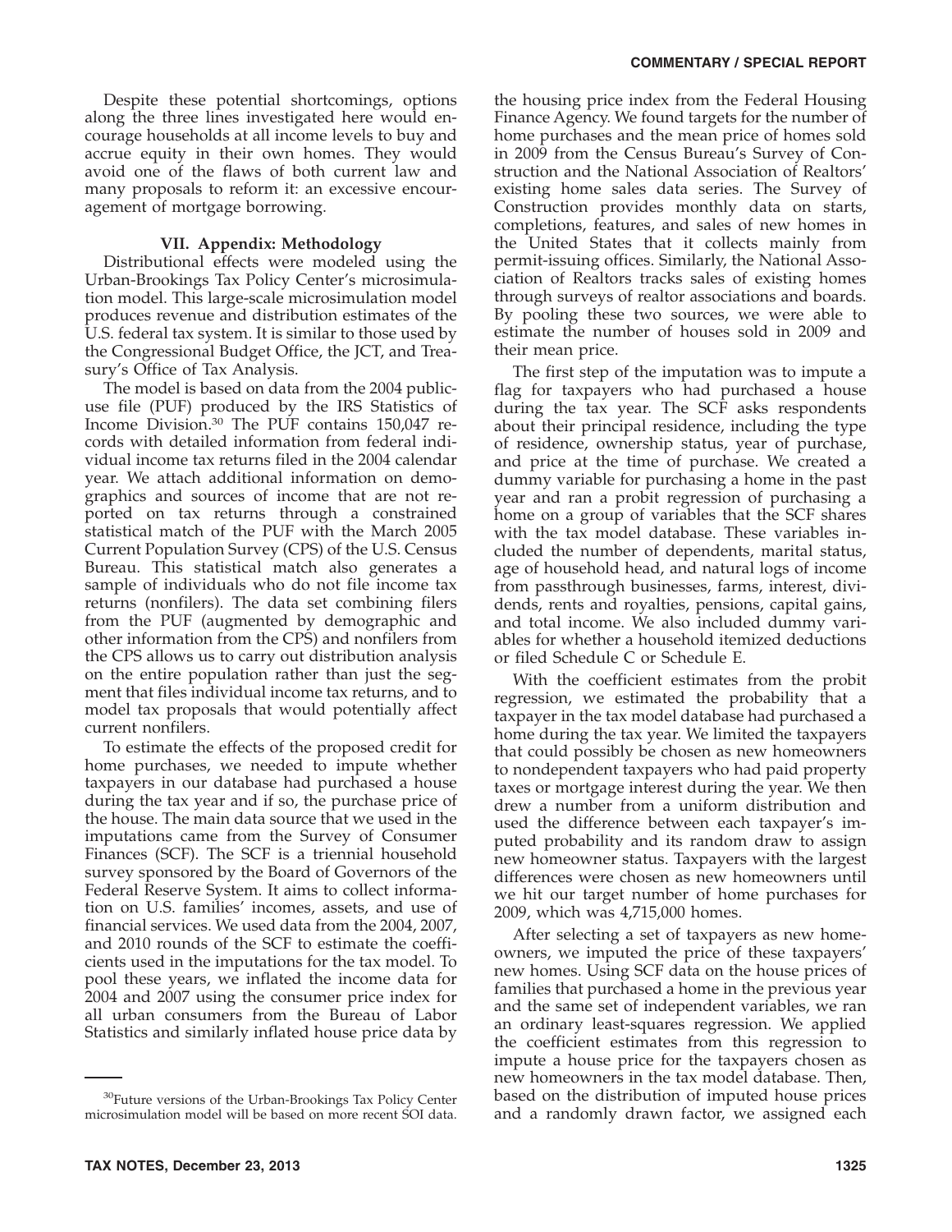Despite these potential shortcomings, options along the three lines investigated here would encourage households at all income levels to buy and accrue equity in their own homes. They would avoid one of the flaws of both current law and many proposals to reform it: an excessive encouragement of mortgage borrowing.

## VII. Appendix: Methodology

Distributional effects were modeled using the Urban-Brookings Tax Policy Center's microsimulation model. This large-scale microsimulation model produces revenue and distribution estimates of the U.S. federal tax system. It is similar to those used by the Congressional Budget Office, the JCT, and Treasury's Office of Tax Analysis.

The model is based on data from the 2004 public-use file (PUF) produced by the IRS Statistics of Income Division.[30] The PUF contains 150,047 records with detailed information from federal individual income tax returns filed in the 2004 calendar year. We attach additional information on demographics and sources of income that are not reported on tax returns through a constrained statistical match of the PUF with the March 2005 Current Population Survey (CPS) of the U.S. Census Bureau. This statistical match also generates a sample of individuals who do not file income tax returns (nonfilers). The data set combining filers from the PUF (augmented by demographic and other information from the CPS) and nonfilers from the CPS allows us to carry out distribution analysis on the entire population rather than just the segment that files individual income tax returns, and to model tax proposals that would potentially affect current nonfilers.

To estimate the effects of the proposed credit for home purchases, we needed to impute whether taxpayers in our database had purchased a house during the tax year and if so, the purchase price of the house. The main data source that we used in the imputations came from the Survey of Consumer Finances (SCF). The SCF is a triennial household survey sponsored by the Board of Governors of the Federal Reserve System. It aims to collect information on U.S. families' incomes, assets, and use of financial services. We used data from the 2004, 2007, and 2010 rounds of the SCF to estimate the coefficients used in the imputations for the tax model. To pool these years, we inflated the income data for 2004 and 2007 using the consumer price index for all urban consumers from the Bureau of Labor Statistics and similarly inflated house price data by the housing price index from the Federal Housing Finance Agency. We found targets for the number of home purchases and the mean price of homes sold in 2009 from the Census Bureau's Survey of Construction and the National Association of Realtors' existing home sales data series. The Survey of Construction provides monthly data on starts, completions, features, and sales of new homes in the United States that it collects mainly from permit-issuing offices. Similarly, the National Association of Realtors tracks sales of existing homes through surveys of realtor associations and boards. By pooling these two sources, we were able to estimate the number of houses sold in 2009 and their mean price.

The first step of the imputation was to impute a flag for taxpayers who had purchased a house during the tax year. The SCF asks respondents about their principal residence, including the type of residence, ownership status, year of purchase, and price at the time of purchase. We created a dummy variable for purchasing a home in the past year and ran a probit regression of purchasing a home on a group of variables that the SCF shares with the tax model database. These variables included the number of dependents, marital status, age of household head, and natural logs of income from passthrough businesses, farms, interest, dividends, rents and royalties, pensions, capital gains, and total income. We also included dummy variables for whether a household itemized deductions or filed Schedule C or Schedule E.

With the coefficient estimates from the probit regression, we estimated the probability that a taxpayer in the tax model database had purchased a home during the tax year. We limited the taxpayers that could possibly be chosen as new homeowners to nondependent taxpayers who had paid property taxes or mortgage interest during the year. We then drew a number from a uniform distribution and used the difference between each taxpayer's imputed probability and its random draw to assign new homeowner status. Taxpayers with the largest differences were chosen as new homeowners until we hit our target number of home purchases for 2009, which was 4,715,000 homes.

After selecting a set of taxpayers as new homeowners, we imputed the price of these taxpayers' new homes. Using SCF data on the house prices of families that purchased a home in the previous year and the same set of independent variables, we ran an ordinary least-squares regression. We applied the coefficient estimates from this regression to impute a house price for the taxpayers chosen as new homeowners in the tax model database. Then, based on the distribution of imputed house prices and a randomly drawn factor, we assigned each

[30]Future versions of the Urban-Brookings Tax Policy Center microsimulation model will be based on more recent SOI data.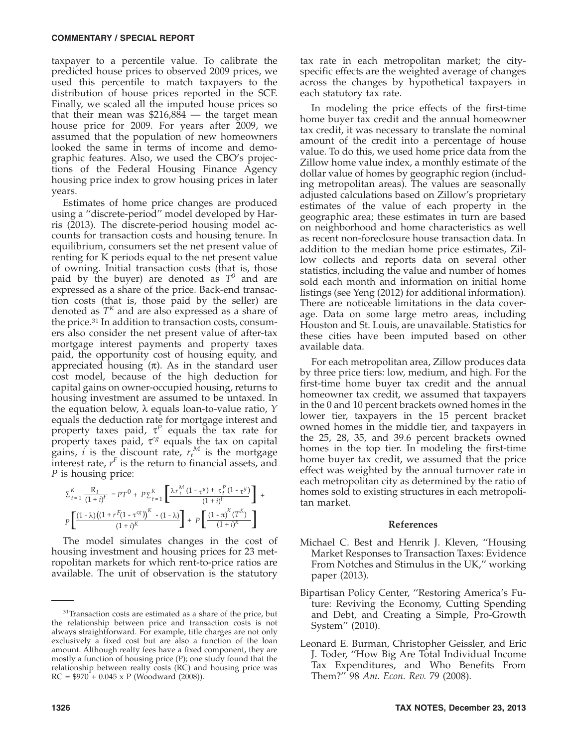taxpayer to a percentile value. To calibrate the predicted house prices to observed 2009 prices, we used this percentile to match taxpayers to the distribution of house prices reported in the SCF. Finally, we scaled all the imputed house prices so that their mean was $216,884 — the target mean house price for 2009. For years after 2009, we assumed that the population of new homeowners looked the same in terms of income and demographic features. Also, we used the CBO's projections of the Federal Housing Finance Agency housing price index to grow housing prices in later years.

Estimates of home price changes are produced using a ''discrete-period'' model developed by Harris (2013). The discrete-period housing model accounts for transaction costs and housing tenure. In equilibrium, consumers set the net present value of renting for K periods equal to the net present value of owning. Initial transaction costs (that is, those paid by the buyer) are denoted as $T^0$ and are expressed as a share of the price. Back-end transaction costs (that is, those paid by the seller) are denoted as $T^K$ and are also expressed as a share of the price.[31] In addition to transaction costs, consumers also consider the net present value of after-tax mortgage interest payments and property taxes paid, the opportunity cost of housing equity, and appreciated housing ($\pi$). As in the standard user cost model, because of the high deduction for capital gains on owner-occupied housing, returns to housing investment are assumed to be untaxed. In the equation below, $\lambda$ equals loan-to-value ratio, $Y$ equals the deduction rate for mortgage interest and property taxes paid, $\tau^P$ equals the tax rate for property taxes paid, $\tau^{cg}$ equals the tax on capital gains, $i$ is the discount rate, $r_t^M$ is the mortgage interest rate, $r^F$ is the return to financial assets, and $P$ is housing price:

$$\Sigma_{t=1}^{K} \frac{R_t}{(1+i)^t} = PT^0 + P\Sigma_{t=1}^{K}\left[\frac{\lambda r_t^M (1-\tau^y) + \tau_t^P (1-\tau^y)}{(1+i)^t}\right] + P\left[\frac{(1-\lambda)\left((1+r^F(1-\tau^{cg})\right)^K - (1-\lambda)}{(1+i)^K}\right] + P\left[\frac{(1-\pi)^K (T^K)}{(1+i)^K}\right]$$

The model simulates changes in the cost of housing investment and housing prices for 23 metropolitan markets for which rent-to-price ratios are available. The unit of observation is the statutory tax rate in each metropolitan market; the city-specific effects are the weighted average of changes across the changes by hypothetical taxpayers in each statutory tax rate.

In modeling the price effects of the first-time home buyer tax credit and the annual homeowner tax credit, it was necessary to translate the nominal amount of the credit into a percentage of house value. To do this, we used home price data from the Zillow home value index, a monthly estimate of the dollar value of homes by geographic region (including metropolitan areas). The values are seasonally adjusted calculations based on Zillow's proprietary estimates of the value of each property in the geographic area; these estimates in turn are based on neighborhood and home characteristics as well as recent non-foreclosure house transaction data. In addition to the median home price estimates, Zillow collects and reports data on several other statistics, including the value and number of homes sold each month and information on initial home listings (see Yeng (2012) for additional information). There are noticeable limitations in the data coverage. Data on some large metro areas, including Houston and St. Louis, are unavailable. Statistics for these cities have been imputed based on other available data.

For each metropolitan area, Zillow produces data by three price tiers: low, medium, and high. For the first-time home buyer tax credit and the annual homeowner tax credit, we assumed that taxpayers in the 0 and 10 percent brackets owned homes in the lower tier, taxpayers in the 15 percent bracket owned homes in the middle tier, and taxpayers in the 25, 28, 35, and 39.6 percent brackets owned homes in the top tier. In modeling the first-time home buyer tax credit, we assumed that the price effect was weighted by the annual turnover rate in each metropolitan city as determined by the ratio of homes sold to existing structures in each metropolitan market.

[31]Transaction costs are estimated as a share of the price, but the relationship between price and transaction costs is not always straightforward. For example, title charges are not only exclusively a fixed cost but are also a function of the loan amount. Although realty fees have a fixed component, they are mostly a function of housing price (P); one study found that the relationship between realty costs (RC) and housing price was RC = $970 + 0.045 x P (Woodward (2008)).

## References

Michael C. Best and Henrik J. Kleven, ''Housing Market Responses to Transaction Taxes: Evidence From Notches and Stimulus in the UK,'' working paper (2013).

Bipartisan Policy Center, ''Restoring America's Future: Reviving the Economy, Cutting Spending and Debt, and Creating a Simple, Pro-Growth System'' (2010).

Leonard E. Burman, Christopher Geissler, and Eric J. Toder, ''How Big Are Total Individual Income Tax Expenditures, and Who Benefits From Them?'' 98 *Am. Econ. Rev.* 79 (2008).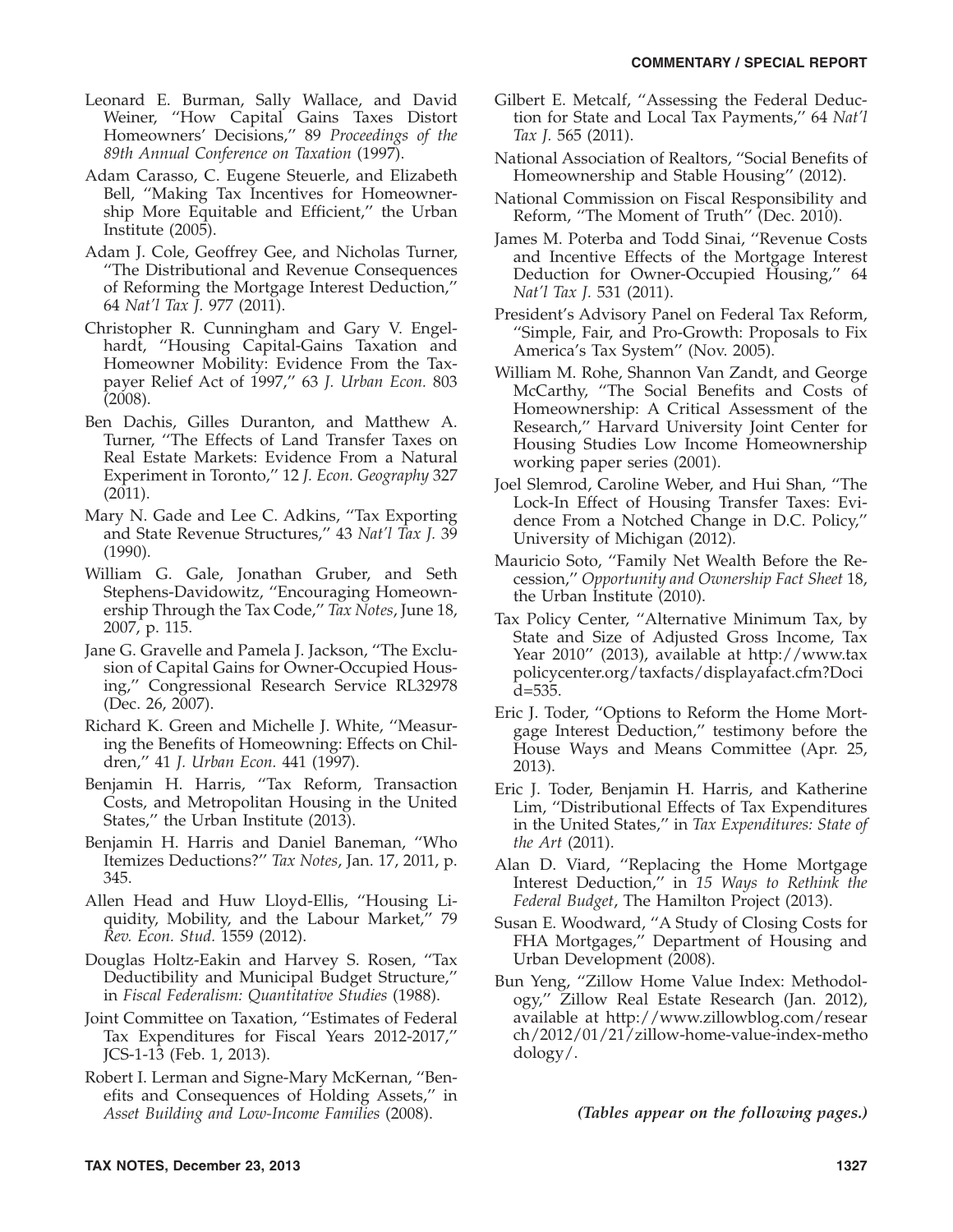Leonard E. Burman, Sally Wallace, and David Weiner, "How Capital Gains Taxes Distort Homeowners' Decisions," 89 *Proceedings of the 89th Annual Conference on Taxation* (1997).

Adam Carasso, C. Eugene Steuerle, and Elizabeth Bell, "Making Tax Incentives for Homeownership More Equitable and Efficient," the Urban Institute (2005).

Adam J. Cole, Geoffrey Gee, and Nicholas Turner, "The Distributional and Revenue Consequences of Reforming the Mortgage Interest Deduction," 64 *Nat'l Tax J.* 977 (2011).

Christopher R. Cunningham and Gary V. Engelhardt, "Housing Capital-Gains Taxation and Homeowner Mobility: Evidence From the Taxpayer Relief Act of 1997," 63 *J. Urban Econ.* 803 (2008).

Ben Dachis, Gilles Duranton, and Matthew A. Turner, "The Effects of Land Transfer Taxes on Real Estate Markets: Evidence From a Natural Experiment in Toronto," 12 *J. Econ. Geography* 327 (2011).

Mary N. Gade and Lee C. Adkins, "Tax Exporting and State Revenue Structures," 43 *Nat'l Tax J.* 39 (1990).

William G. Gale, Jonathan Gruber, and Seth Stephens-Davidowitz, "Encouraging Homeownership Through the Tax Code," *Tax Notes*, June 18, 2007, p. 115.

Jane G. Gravelle and Pamela J. Jackson, "The Exclusion of Capital Gains for Owner-Occupied Housing," Congressional Research Service RL32978 (Dec. 26, 2007).

Richard K. Green and Michelle J. White, "Measuring the Benefits of Homeowning: Effects on Children," 41 *J. Urban Econ.* 441 (1997).

Benjamin H. Harris, "Tax Reform, Transaction Costs, and Metropolitan Housing in the United States," the Urban Institute (2013).

Benjamin H. Harris and Daniel Baneman, "Who Itemizes Deductions?" *Tax Notes*, Jan. 17, 2011, p. 345.

Allen Head and Huw Lloyd-Ellis, "Housing Liquidity, Mobility, and the Labour Market," 79 *Rev. Econ. Stud.* 1559 (2012).

Douglas Holtz-Eakin and Harvey S. Rosen, "Tax Deductibility and Municipal Budget Structure," in *Fiscal Federalism: Quantitative Studies* (1988).

Joint Committee on Taxation, "Estimates of Federal Tax Expenditures for Fiscal Years 2012-2017," JCS-1-13 (Feb. 1, 2013).

Robert I. Lerman and Signe-Mary McKernan, "Benefits and Consequences of Holding Assets," in *Asset Building and Low-Income Families* (2008).

Gilbert E. Metcalf, "Assessing the Federal Deduction for State and Local Tax Payments," 64 *Nat'l Tax J.* 565 (2011).

National Association of Realtors, "Social Benefits of Homeownership and Stable Housing" (2012).

National Commission on Fiscal Responsibility and Reform, "The Moment of Truth" (Dec. 2010).

James M. Poterba and Todd Sinai, "Revenue Costs and Incentive Effects of the Mortgage Interest Deduction for Owner-Occupied Housing," 64 *Nat'l Tax J.* 531 (2011).

President's Advisory Panel on Federal Tax Reform, "Simple, Fair, and Pro-Growth: Proposals to Fix America's Tax System" (Nov. 2005).

William M. Rohe, Shannon Van Zandt, and George McCarthy, "The Social Benefits and Costs of Homeownership: A Critical Assessment of the Research," Harvard University Joint Center for Housing Studies Low Income Homeownership working paper series (2001).

Joel Slemrod, Caroline Weber, and Hui Shan, "The Lock-In Effect of Housing Transfer Taxes: Evidence From a Notched Change in D.C. Policy," University of Michigan (2012).

Mauricio Soto, "Family Net Wealth Before the Recession," *Opportunity and Ownership Fact Sheet* 18, the Urban Institute (2010).

Tax Policy Center, "Alternative Minimum Tax, by State and Size of Adjusted Gross Income, Tax Year 2010" (2013), available at http://www.taxpolicycenter.org/taxfacts/displayafact.cfm?Docid=535.

Eric J. Toder, "Options to Reform the Home Mortgage Interest Deduction," testimony before the House Ways and Means Committee (Apr. 25, 2013).

Eric J. Toder, Benjamin H. Harris, and Katherine Lim, "Distributional Effects of Tax Expenditures in the United States," in *Tax Expenditures: State of the Art* (2011).

Alan D. Viard, "Replacing the Home Mortgage Interest Deduction," in *15 Ways to Rethink the Federal Budget*, The Hamilton Project (2013).

Susan E. Woodward, "A Study of Closing Costs for FHA Mortgages," Department of Housing and Urban Development (2008).

Bun Yeng, "Zillow Home Value Index: Methodology," Zillow Real Estate Research (Jan. 2012), available at http://www.zillowblog.com/research/2012/01/21/zillow-home-value-index-methodology/.

***(Tables appear on the following pages.)***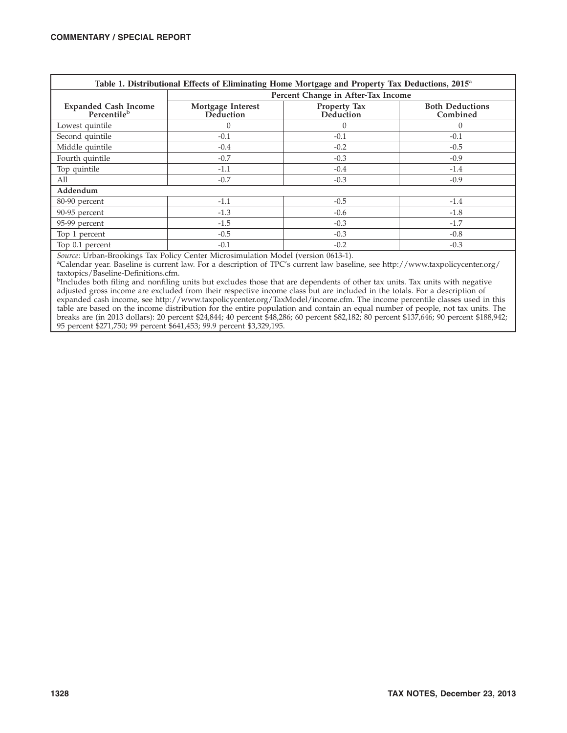**Table 1. Distributional Effects of Eliminating Home Mortgage and Property Tax Deductions, 2015[a]**

| Expanded Cash Income Percentile[b] | Percent Change in After-Tax Income | | |
|---|---|---|---|
| | Mortgage Interest Deduction | Property Tax Deduction | Both Deductions Combined |
| Lowest quintile | 0 | 0 | 0 |
| Second quintile | -0.1 | -0.1 | -0.1 |
| Middle quintile | -0.4 | -0.2 | -0.5 |
| Fourth quintile | -0.7 | -0.3 | -0.9 |
| Top quintile | -1.1 | -0.4 | -1.4 |
| All | -0.7 | -0.3 | -0.9 |
| **Addendum** | | | |
| 80-90 percent | -1.1 | -0.5 | -1.4 |
| 90-95 percent | -1.3 | -0.6 | -1.8 |
| 95-99 percent | -1.5 | -0.3 | -1.7 |
| Top 1 percent | -0.5 | -0.3 | -0.8 |
| Top 0.1 percent | -0.1 | -0.2 | -0.3 |

*Source*: Urban-Brookings Tax Policy Center Microsimulation Model (version 0613-1).

[a]Calendar year. Baseline is current law. For a description of TPC's current law baseline, see http://www.taxpolicycenter.org/taxtopics/Baseline-Definitions.cfm.

[b]Includes both filing and nonfiling units but excludes those that are dependents of other tax units. Tax units with negative adjusted gross income are excluded from their respective income class but are included in the totals. For a description of expanded cash income, see http://www.taxpolicycenter.org/TaxModel/income.cfm. The income percentile classes used in this table are based on the income distribution for the entire population and contain an equal number of people, not tax units. The breaks are (in 2013 dollars): 20 percent $24,844; 40 percent $48,286; 60 percent $82,182; 80 percent $137,646; 90 percent $188,942; 95 percent $271,750; 99 percent $641,453; 99.9 percent $3,329,195.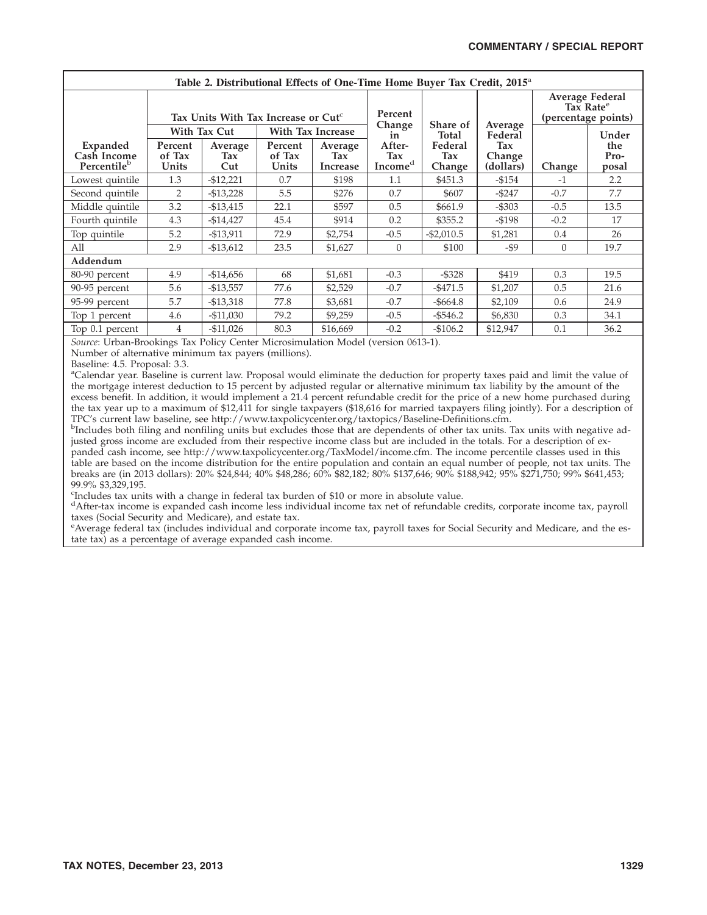**Table 2. Distributional Effects of One-Time Home Buyer Tax Credit, 2015**[a]

| Expanded Cash Income Percentile[b] | Tax Units With Tax Increase or Cut[c] | | | | Percent Change in After-Tax Income[d] | Share of Total Federal Tax Change | Average Federal Tax Change (dollars) | Average Federal Tax Rate[e] (percentage points) | |
|---|---|---|---|---|---|---|---|---|---|
| | With Tax Cut | | With Tax Increase | | | | | | |
| | Percent of Tax Units | Average Tax Cut | Percent of Tax Units | Average Tax Increase | | | | Change | Under the Proposal |
| Lowest quintile | 1.3 | -$12,221 | 0.7 | $198 | 1.1 | $451.3 | -$154 | -1 | 2.2 |
| Second quintile | 2 | -$13,228 | 5.5 | $276 | 0.7 | $607 | -$247 | -0.7 | 7.7 |
| Middle quintile | 3.2 | -$13,415 | 22.1 | $597 | 0.5 | $661.9 | -$303 | -0.5 | 13.5 |
| Fourth quintile | 4.3 | -$14,427 | 45.4 | $914 | 0.2 | $355.2 | -$198 | -0.2 | 17 |
| Top quintile | 5.2 | -$13,911 | 72.9 | $2,754 | -0.5 | -$2,010.5 | $1,281 | 0.4 | 26 |
| All | 2.9 | -$13,612 | 23.5 | $1,627 | 0 | $100 | -$9 | 0 | 19.7 |
| **Addendum** | | | | | | | | | |
| 80-90 percent | 4.9 | -$14,656 | 68 | $1,681 | -0.3 | -$328 | $419 | 0.3 | 19.5 |
| 90-95 percent | 5.6 | -$13,557 | 77.6 | $2,529 | -0.7 | -$471.5 | $1,207 | 0.5 | 21.6 |
| 95-99 percent | 5.7 | -$13,318 | 77.8 | $3,681 | -0.7 | -$664.8 | $2,109 | 0.6 | 24.9 |
| Top 1 percent | 4.6 | -$11,030 | 79.2 | $9,259 | -0.5 | -$546.2 | $6,830 | 0.3 | 34.1 |
| Top 0.1 percent | 4 | -$11,026 | 80.3 | $16,669 | -0.2 | -$106.2 | $12,947 | 0.1 | 36.2 |

*Source*: Urban-Brookings Tax Policy Center Microsimulation Model (version 0613-1).

Number of alternative minimum tax payers (millions).

Baseline: 4.5. Proposal: 3.3.

[a]Calendar year. Baseline is current law. Proposal would eliminate the deduction for property taxes paid and limit the value of the mortgage interest deduction to 15 percent by adjusted regular or alternative minimum tax liability by the amount of the excess benefit. In addition, it would implement a 21.4 percent refundable credit for the price of a new home purchased during the tax year up to a maximum of $12,411 for single taxpayers ($18,616 for married taxpayers filing jointly). For a description of TPC's current law baseline, see http://www.taxpolicycenter.org/taxtopics/Baseline-Definitions.cfm.

[b]Includes both filing and nonfiling units but excludes those that are dependents of other tax units. Tax units with negative adjusted gross income are excluded from their respective income class but are included in the totals. For a description of expanded cash income, see http://www.taxpolicycenter.org/TaxModel/income.cfm. The income percentile classes used in this table are based on the income distribution for the entire population and contain an equal number of people, not tax units. The breaks are (in 2013 dollars): 20% $24,844; 40% $48,286; 60% $82,182; 80% $137,646; 90% $188,942; 95% $271,750; 99% $641,453; 99.9% $3,329,195.

[c]Includes tax units with a change in federal tax burden of $10 or more in absolute value.

[d]After-tax income is expanded cash income less individual income tax net of refundable credits, corporate income tax, payroll taxes (Social Security and Medicare), and estate tax.

[e]Average federal tax (includes individual and corporate income tax, payroll taxes for Social Security and Medicare, and the estate tax) as a percentage of average expanded cash income.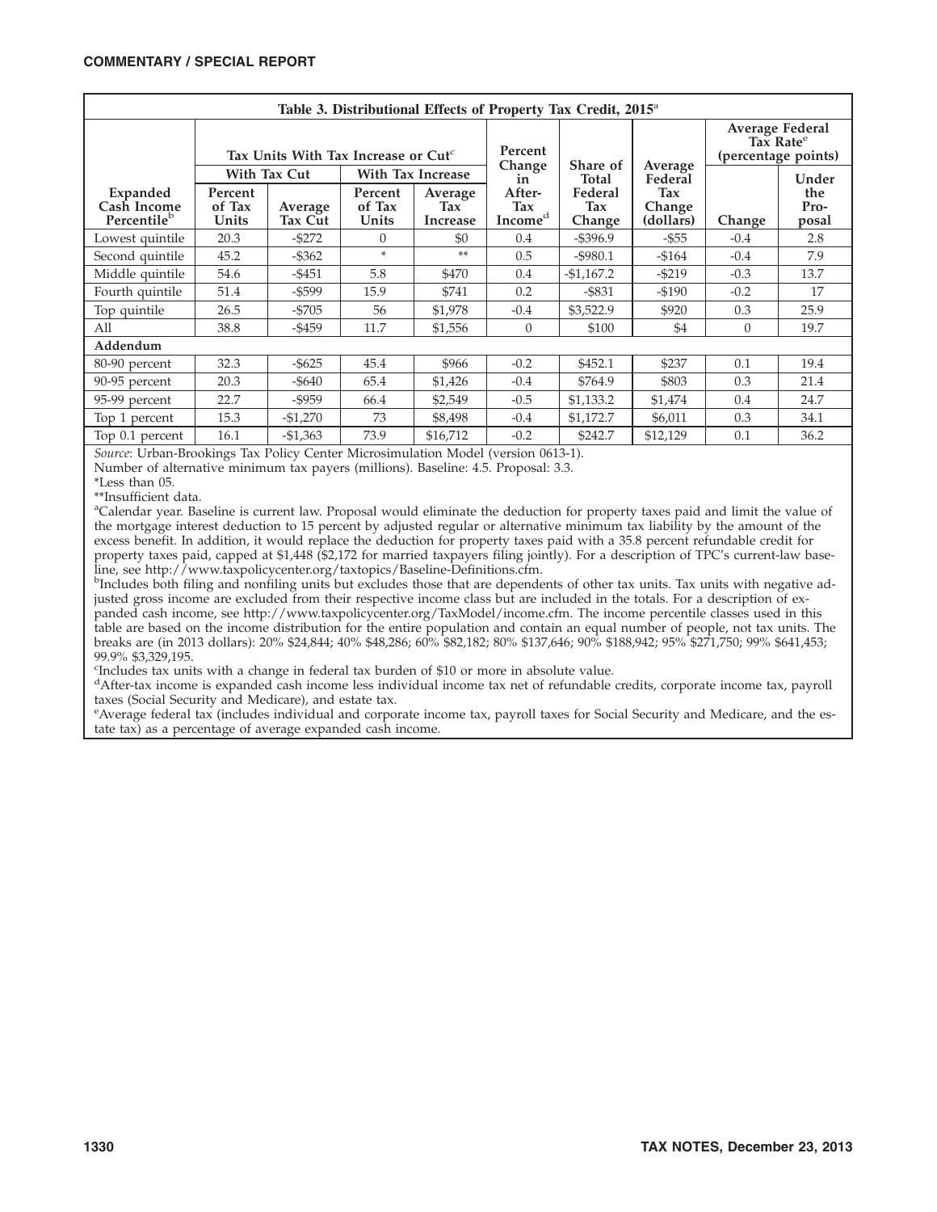| Table 3. Distributional Effects of Property Tax Credit, 2015[a] | | | | | | | | | |
|---|---|---|---|---|---|---|---|---|---|
| Expanded Cash Income Percentile[b] | Tax Units With Tax Increase or Cut[c] | | | | Percent Change in After-Tax Income[d] | Share of Total Federal Tax Change | Average Federal Tax Change (dollars) | Average Federal Tax Rate[e] (percentage points) | |
| | With Tax Cut | | With Tax Increase | | | | | | |
| | Percent of Tax Units | Average Tax Cut | Percent of Tax Units | Average Tax Increase | | | | Change | Under the Proposal |
| Lowest quintile | 20.3 | -$272 | 0 | $0 | 0.4 | -$396.9 | -$55 | -0.4 | 2.8 |
| Second quintile | 45.2 | -$362 | * | ** | 0.5 | -$980.1 | -$164 | -0.4 | 7.9 |
| Middle quintile | 54.6 | -$451 | 5.8 | $470 | 0.4 | -$1,167.2 | -$219 | -0.3 | 13.7 |
| Fourth quintile | 51.4 | -$599 | 15.9 | $741 | 0.2 | -$831 | -$190 | -0.2 | 17 |
| Top quintile | 26.5 | -$705 | 56 | $1,978 | -0.4 | $3,522.9 | $920 | 0.3 | 25.9 |
| All | 38.8 | -$459 | 11.7 | $1,556 | 0 | $100 | $4 | 0 | 19.7 |
| **Addendum** | | | | | | | | | |
| 80-90 percent | 32.3 | -$625 | 45.4 | $966 | -0.2 | $452.1 | $237 | 0.1 | 19.4 |
| 90-95 percent | 20.3 | -$640 | 65.4 | $1,426 | -0.4 | $764.9 | $803 | 0.3 | 21.4 |
| 95-99 percent | 22.7 | -$959 | 66.4 | $2,549 | -0.5 | $1,133.2 | $1,474 | 0.4 | 24.7 |
| Top 1 percent | 15.3 | -$1,270 | 73 | $8,498 | -0.4 | $1,172.7 | $6,011 | 0.3 | 34.1 |
| Top 0.1 percent | 16.1 | -$1,363 | 73.9 | $16,712 | -0.2 | $242.7 | $12,129 | 0.1 | 36.2 |

*Source*: Urban-Brookings Tax Policy Center Microsimulation Model (version 0613-1).

Number of alternative minimum tax payers (millions). Baseline: 4.5. Proposal: 3.3.

*Less than 05.

**Insufficient data.

[a]Calendar year. Baseline is current law. Proposal would eliminate the deduction for property taxes paid and limit the value of the mortgage interest deduction to 15 percent by adjusted regular or alternative minimum tax liability by the amount of the excess benefit. In addition, it would replace the deduction for property taxes paid with a 35.8 percent refundable credit for property taxes paid, capped at $1,448 ($2,172 for married taxpayers filing jointly). For a description of TPC's current-law baseline, see http://www.taxpolicycenter.org/taxtopics/Baseline-Definitions.cfm.

[b]Includes both filing and nonfiling units but excludes those that are dependents of other tax units. Tax units with negative adjusted gross income are excluded from their respective income class but are included in the totals. For a description of expanded cash income, see http://www.taxpolicycenter.org/TaxModel/income.cfm. The income percentile classes used in this table are based on the income distribution for the entire population and contain an equal number of people, not tax units. The breaks are (in 2013 dollars): 20% $24,844; 40% $48,286; 60% $82,182; 80% $137,646; 90% $188,942; 95% $271,750; 99% $641,453; 99.9% $3,329,195.

[c]Includes tax units with a change in federal tax burden of $10 or more in absolute value.

[d]After-tax income is expanded cash income less individual income tax net of refundable credits, corporate income tax, payroll taxes (Social Security and Medicare), and estate tax.

[e]Average federal tax (includes individual and corporate income tax, payroll taxes for Social Security and Medicare, and the estate tax) as a percentage of average expanded cash income.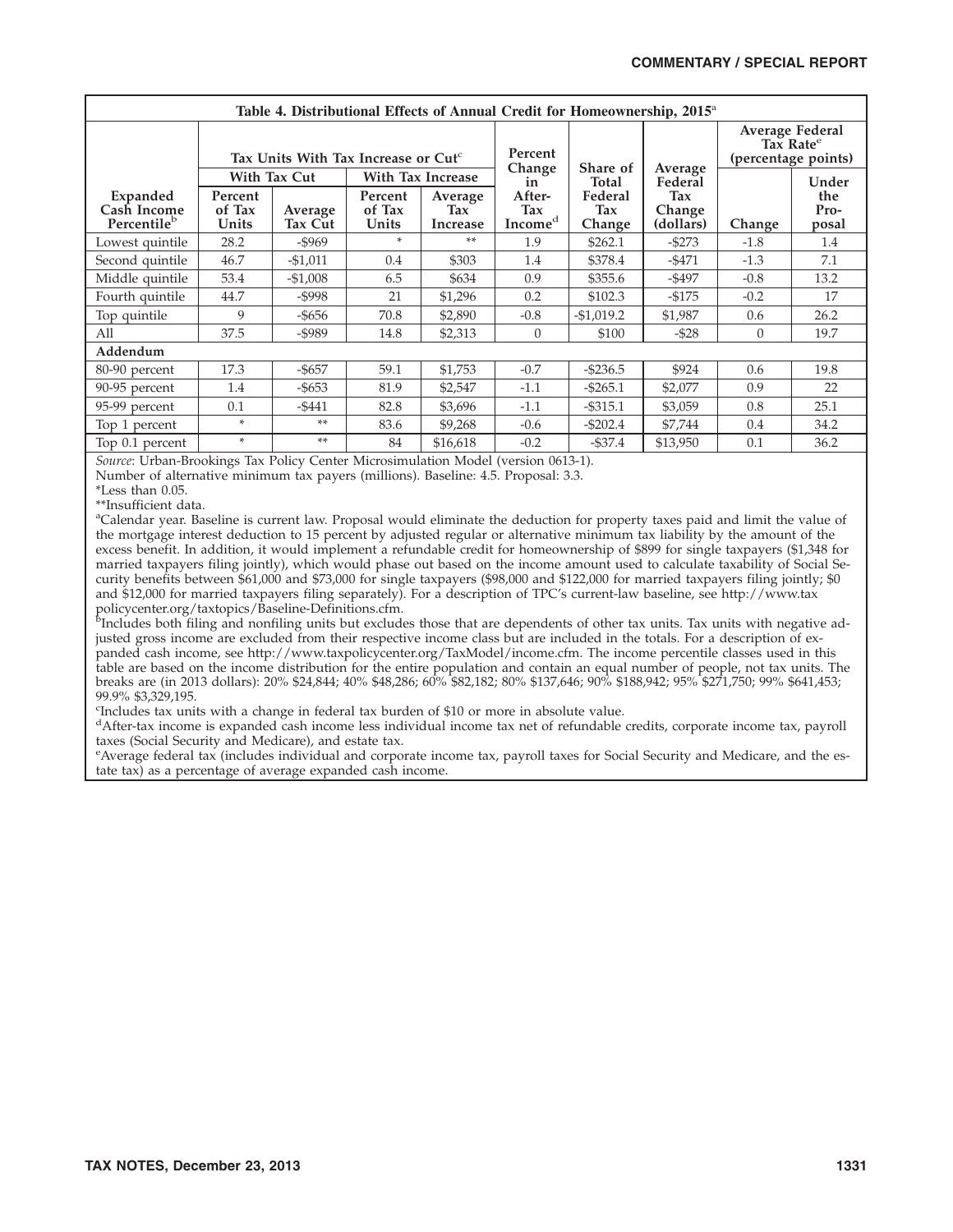**Table 4. Distributional Effects of Annual Credit for Homeownership, 2015**[a]

| Expanded Cash Income Percentile[b] | Tax Units With Tax Increase or Cut[c] | | | | Percent Change in After-Tax Income[d] | Share of Total Federal Tax Change | Average Federal Tax Change (dollars) | Average Federal Tax Rate[e] (percentage points) | |
|---|---|---|---|---|---|---|---|---|---|
| | With Tax Cut | | With Tax Increase | | | | | | |
| | Percent of Tax Units | Average Tax Cut | Percent of Tax Units | Average Tax Increase | | | | Change | Under the Proposal |
| Lowest quintile | 28.2 | -$969 | * | ** | 1.9 | $262.1 | -$273 | -1.8 | 1.4 |
| Second quintile | 46.7 | -$1,011 | 0.4 | $303 | 1.4 | $378.4 | -$471 | -1.3 | 7.1 |
| Middle quintile | 53.4 | -$1,008 | 6.5 | $634 | 0.9 | $355.6 | -$497 | -0.8 | 13.2 |
| Fourth quintile | 44.7 | -$998 | 21 | $1,296 | 0.2 | $102.3 | -$175 | -0.2 | 17 |
| Top quintile | 9 | -$656 | 70.8 | $2,890 | -0.8 | -$1,019.2 | $1,987 | 0.6 | 26.2 |
| All | 37.5 | -$989 | 14.8 | $2,313 | 0 | $100 | -$28 | 0 | 19.7 |
| **Addendum** | | | | | | | | | |
| 80-90 percent | 17.3 | -$657 | 59.1 | $1,753 | -0.7 | -$236.5 | $924 | 0.6 | 19.8 |
| 90-95 percent | 1.4 | -$653 | 81.9 | $2,547 | -1.1 | -$265.1 | $2,077 | 0.9 | 22 |
| 95-99 percent | 0.1 | -$441 | 82.8 | $3,696 | -1.1 | -$315.1 | $3,059 | 0.8 | 25.1 |
| Top 1 percent | * | ** | 83.6 | $9,268 | -0.6 | -$202.4 | $7,744 | 0.4 | 34.2 |
| Top 0.1 percent | * | ** | 84 | $16,618 | -0.2 | -$37.4 | $13,950 | 0.1 | 36.2 |

*Source*: Urban-Brookings Tax Policy Center Microsimulation Model (version 0613-1).

Number of alternative minimum tax payers (millions). Baseline: 4.5. Proposal: 3.3.

*Less than 0.05.

**Insufficient data.

[a]Calendar year. Baseline is current law. Proposal would eliminate the deduction for property taxes paid and limit the value of the mortgage interest deduction to 15 percent by adjusted regular or alternative minimum tax liability by the amount of the excess benefit. In addition, it would implement a refundable credit for homeownership of $899 for single taxpayers ($1,348 for married taxpayers filing jointly), which would phase out based on the income amount used to calculate taxability of Social Security benefits between $61,000 and $73,000 for single taxpayers ($98,000 and $122,000 for married taxpayers filing jointly; $0 and $12,000 for married taxpayers filing separately). For a description of TPC's current-law baseline, see http://www.taxpolicycenter.org/taxtopics/Baseline-Definitions.cfm.

[b]Includes both filing and nonfiling units but excludes those that are dependents of other tax units. Tax units with negative adjusted gross income are excluded from their respective income class but are included in the totals. For a description of expanded cash income, see http://www.taxpolicycenter.org/TaxModel/income.cfm. The income percentile classes used in this table are based on the income distribution for the entire population and contain an equal number of people, not tax units. The breaks are (in 2013 dollars): 20% $24,844; 40% $48,286; 60% $82,182; 80% $137,646; 90% $188,942; 95% $271,750; 99% $641,453; 99.9% $3,329,195.

[c]Includes tax units with a change in federal tax burden of $10 or more in absolute value.

[d]After-tax income is expanded cash income less individual income tax net of refundable credits, corporate income tax, payroll taxes (Social Security and Medicare), and estate tax.

[e]Average federal tax (includes individual and corporate income tax, payroll taxes for Social Security and Medicare, and the estate tax) as a percentage of average expanded cash income.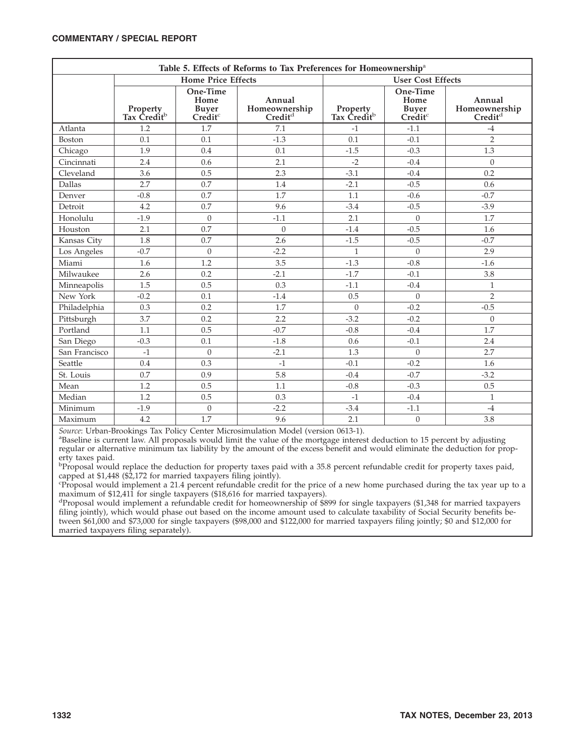| Table 5. Effects of Reforms to Tax Preferences for Homeownership[a] | | | | | | |
|---|---|---|---|---|---|---|
| | Home Price Effects | | | User Cost Effects | | |
| | Property Tax Credit[b] | One-Time Home Buyer Credit[c] | Annual Homeownership Credit[d] | Property Tax Credit[b] | One-Time Home Buyer Credit[c] | Annual Homeownership Credit[d] |
| Atlanta | 1.2 | 1.7 | 7.1 | -1 | -1.1 | -4 |
| Boston | 0.1 | 0.1 | -1.3 | 0.1 | -0.1 | 2 |
| Chicago | 1.9 | 0.4 | 0.1 | -1.5 | -0.3 | 1.3 |
| Cincinnati | 2.4 | 0.6 | 2.1 | -2 | -0.4 | 0 |
| Cleveland | 3.6 | 0.5 | 2.3 | -3.1 | -0.4 | 0.2 |
| Dallas | 2.7 | 0.7 | 1.4 | -2.1 | -0.5 | 0.6 |
| Denver | -0.8 | 0.7 | 1.7 | 1.1 | -0.6 | -0.7 |
| Detroit | 4.2 | 0.7 | 9.6 | -3.4 | -0.5 | -3.9 |
| Honolulu | -1.9 | 0 | -1.1 | 2.1 | 0 | 1.7 |
| Houston | 2.1 | 0.7 | 0 | -1.4 | -0.5 | 1.6 |
| Kansas City | 1.8 | 0.7 | 2.6 | -1.5 | -0.5 | -0.7 |
| Los Angeles | -0.7 | 0 | -2.2 | 1 | 0 | 2.9 |
| Miami | 1.6 | 1.2 | 3.5 | -1.3 | -0.8 | -1.6 |
| Milwaukee | 2.6 | 0.2 | -2.1 | -1.7 | -0.1 | 3.8 |
| Minneapolis | 1.5 | 0.5 | 0.3 | -1.1 | -0.4 | 1 |
| New York | -0.2 | 0.1 | -1.4 | 0.5 | 0 | 2 |
| Philadelphia | 0.3 | 0.2 | 1.7 | 0 | -0.2 | -0.5 |
| Pittsburgh | 3.7 | 0.2 | 2.2 | -3.2 | -0.2 | 0 |
| Portland | 1.1 | 0.5 | -0.7 | -0.8 | -0.4 | 1.7 |
| San Diego | -0.3 | 0.1 | -1.8 | 0.6 | -0.1 | 2.4 |
| San Francisco | -1 | 0 | -2.1 | 1.3 | 0 | 2.7 |
| Seattle | 0.4 | 0.3 | -1 | -0.1 | -0.2 | 1.6 |
| St. Louis | 0.7 | 0.9 | 5.8 | -0.4 | -0.7 | -3.2 |
| Mean | 1.2 | 0.5 | 1.1 | -0.8 | -0.3 | 0.5 |
| Median | 1.2 | 0.5 | 0.3 | -1 | -0.4 | 1 |
| Minimum | -1.9 | 0 | -2.2 | -3.4 | -1.1 | -4 |
| Maximum | 4.2 | 1.7 | 9.6 | 2.1 | 0 | 3.8 |

*Source*: Urban-Brookings Tax Policy Center Microsimulation Model (version 0613-1).

[a]Baseline is current law. All proposals would limit the value of the mortgage interest deduction to 15 percent by adjusting regular or alternative minimum tax liability by the amount of the excess benefit and would eliminate the deduction for property taxes paid.

[b]Proposal would replace the deduction for property taxes paid with a 35.8 percent refundable credit for property taxes paid, capped at $1,448 ($2,172 for married taxpayers filing jointly).

[c]Proposal would implement a 21.4 percent refundable credit for the price of a new home purchased during the tax year up to a maximum of $12,411 for single taxpayers ($18,616 for married taxpayers).

[d]Proposal would implement a refundable credit for homeownership of $899 for single taxpayers ($1,348 for married taxpayers filing jointly), which would phase out based on the income amount used to calculate taxability of Social Security benefits between $61,000 and $73,000 for single taxpayers ($98,000 and $122,000 for married taxpayers filing jointly; $0 and $12,000 for married taxpayers filing separately).